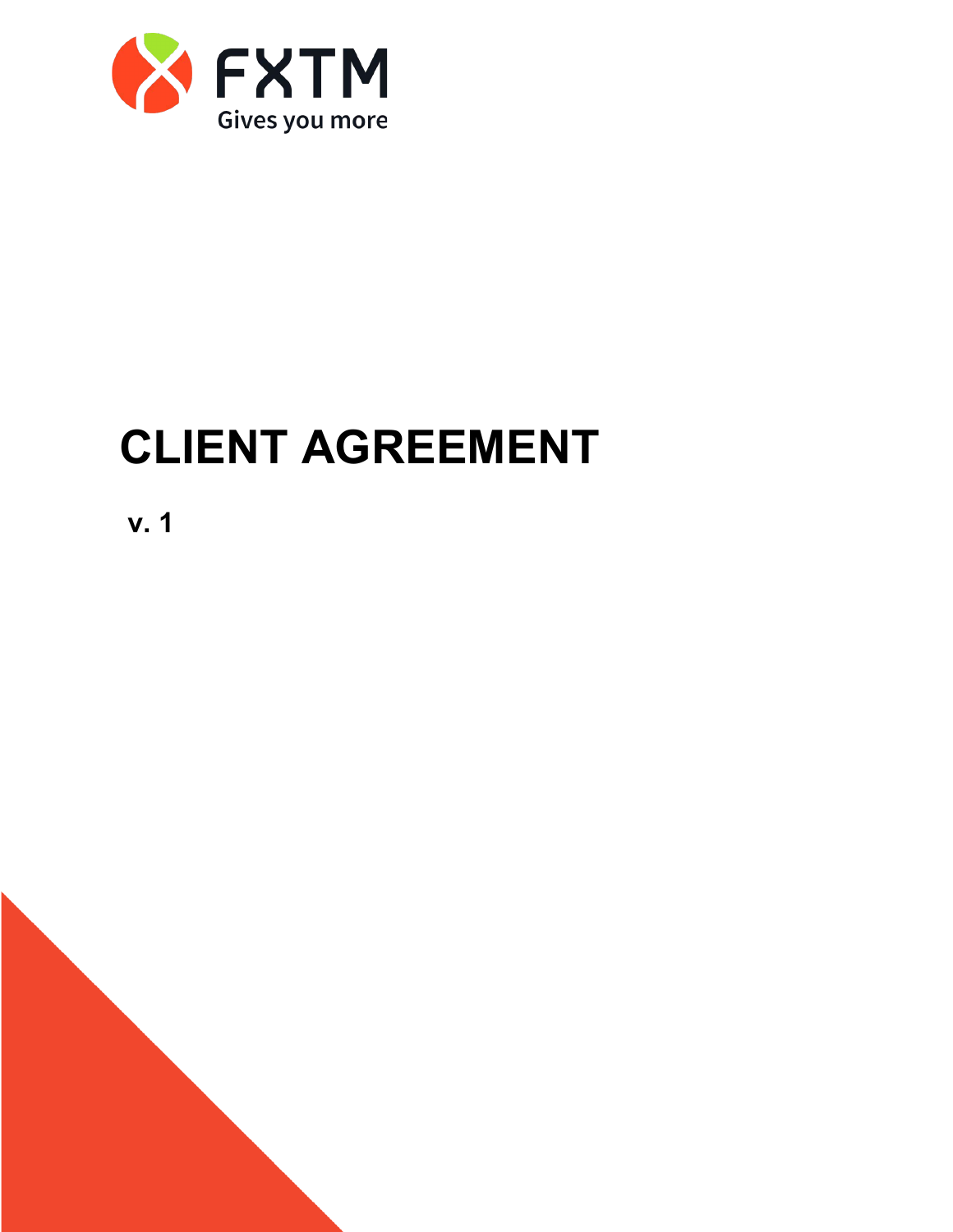FXTM

Gives you more

# CLIENT AGREEMENT

**v. 1**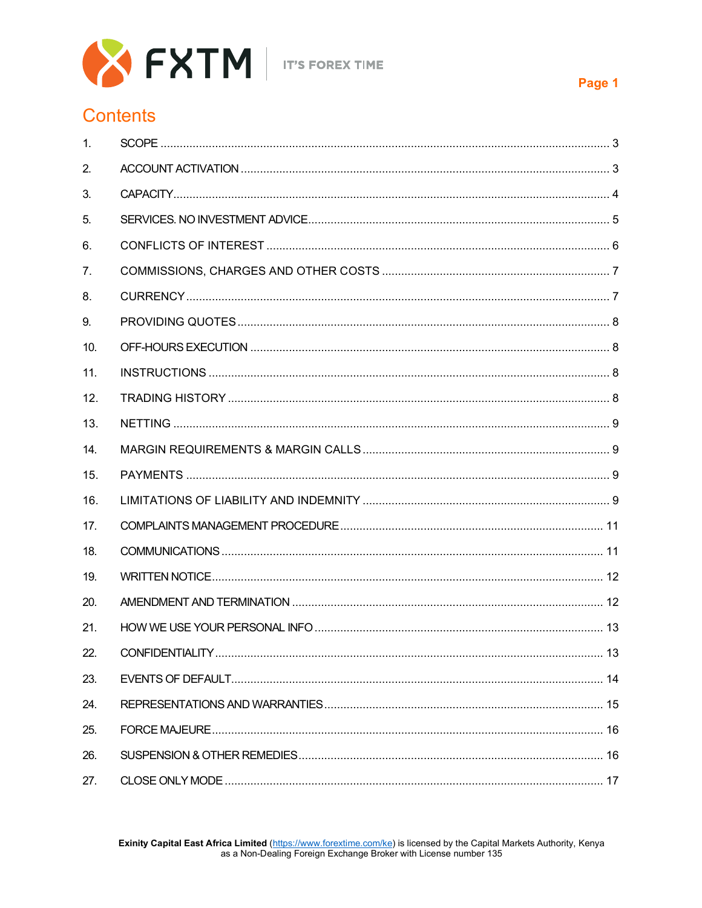# Contents

| | | |
|---|---|---|
| 1. | SCOPE | 3 |
| 2. | ACCOUNT ACTIVATION | 3 |
| 3. | CAPACITY | 4 |
| 5. | SERVICES. NO INVESTMENT ADVICE | 5 |
| 6. | CONFLICTS OF INTEREST | 6 |
| 7. | COMMISSIONS, CHARGES AND OTHER COSTS | 7 |
| 8. | CURRENCY | 7 |
| 9. | PROVIDING QUOTES | 8 |
| 10. | OFF-HOURS EXECUTION | 8 |
| 11. | INSTRUCTIONS | 8 |
| 12. | TRADING HISTORY | 8 |
| 13. | NETTING | 9 |
| 14. | MARGIN REQUIREMENTS & MARGIN CALLS | 9 |
| 15. | PAYMENTS | 9 |
| 16. | LIMITATIONS OF LIABILITY AND INDEMNITY | 9 |
| 17. | COMPLAINTS MANAGEMENT PROCEDURE | 11 |
| 18. | COMMUNICATIONS | 11 |
| 19. | WRITTEN NOTICE | 12 |
| 20. | AMENDMENT AND TERMINATION | 12 |
| 21. | HOW WE USE YOUR PERSONAL INFO | 13 |
| 22. | CONFIDENTIALITY | 13 |
| 23. | EVENTS OF DEFAULT | 14 |
| 24. | REPRESENTATIONS AND WARRANTIES | 15 |
| 25. | FORCE MAJEURE | 16 |
| 26. | SUSPENSION & OTHER REMEDIES | 16 |
| 27. | CLOSE ONLY MODE | 17 |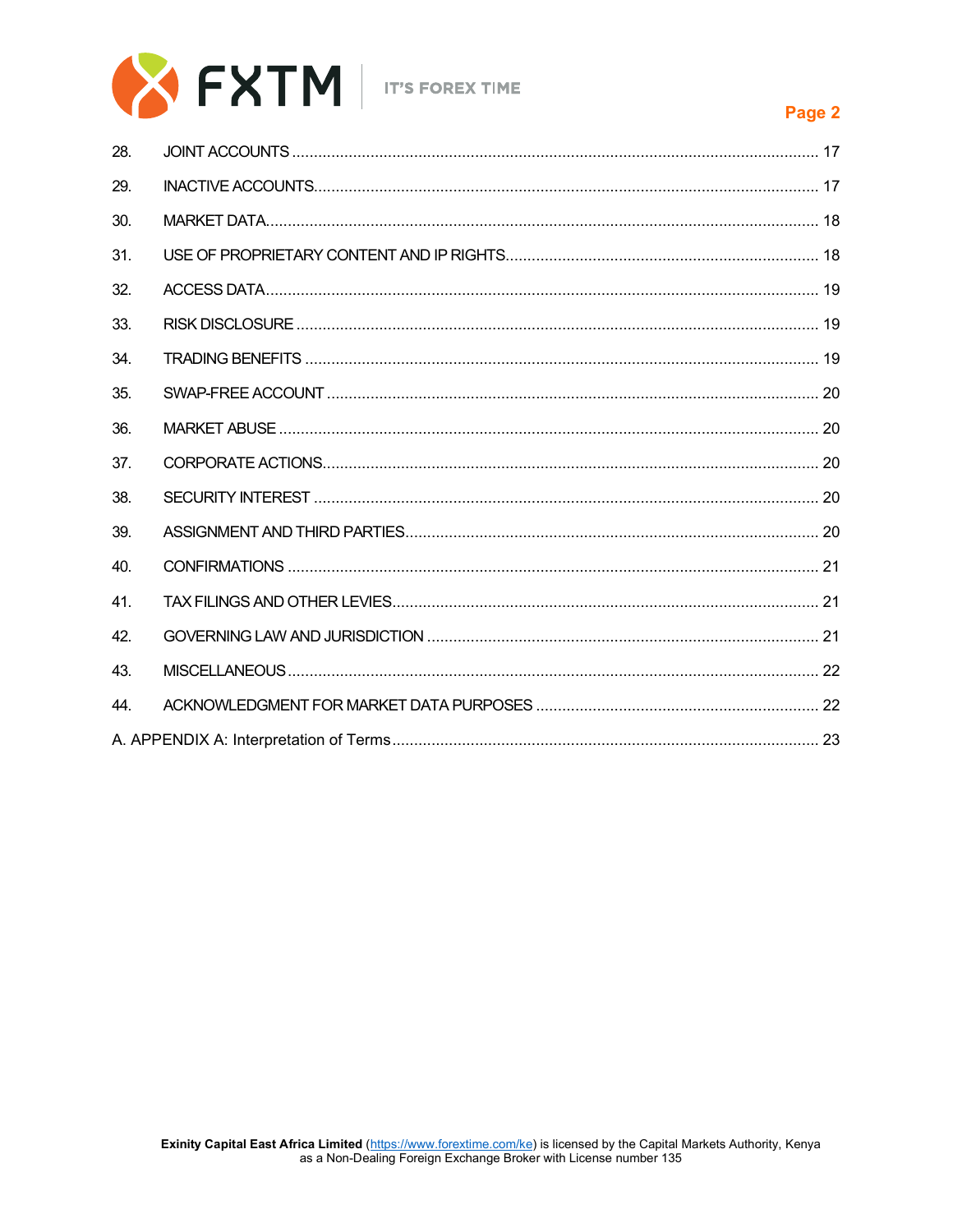| | | |
|---|---|---|
| 28. | JOINT ACCOUNTS | 17 |
| 29. | INACTIVE ACCOUNTS | 17 |
| 30. | MARKET DATA | 18 |
| 31. | USE OF PROPRIETARY CONTENT AND IP RIGHTS | 18 |
| 32. | ACCESS DATA | 19 |
| 33. | RISK DISCLOSURE | 19 |
| 34. | TRADING BENEFITS | 19 |
| 35. | SWAP-FREE ACCOUNT | 20 |
| 36. | MARKET ABUSE | 20 |
| 37. | CORPORATE ACTIONS | 20 |
| 38. | SECURITY INTEREST | 20 |
| 39. | ASSIGNMENT AND THIRD PARTIES | 20 |
| 40. | CONFIRMATIONS | 21 |
| 41. | TAX FILINGS AND OTHER LEVIES | 21 |
| 42. | GOVERNING LAW AND JURISDICTION | 21 |
| 43. | MISCELLANEOUS | 22 |
| 44. | ACKNOWLEDGMENT FOR MARKET DATA PURPOSES | 22 |
| A. | APPENDIX A: Interpretation of Terms | 23 |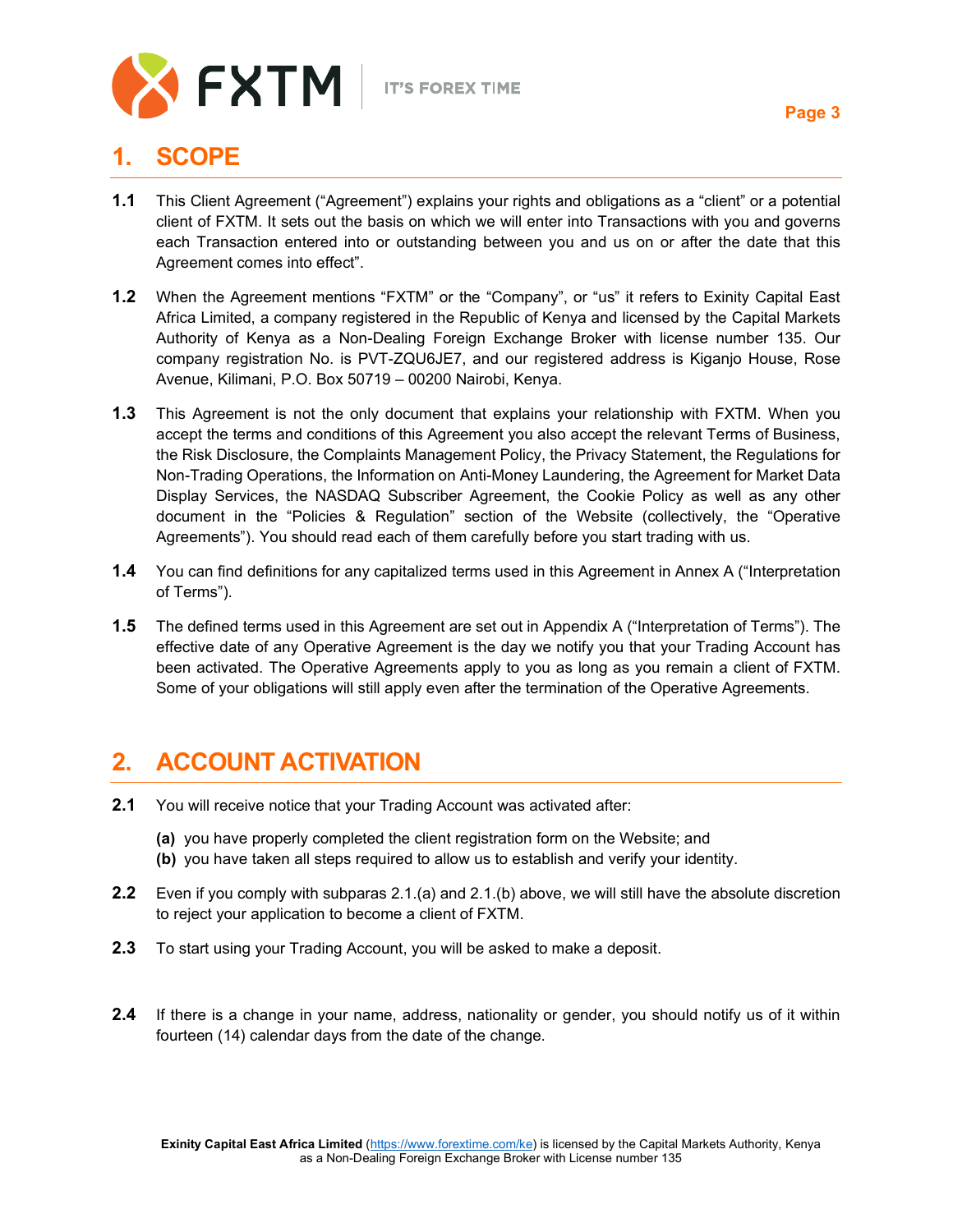## 1. SCOPE

**1.1** This Client Agreement ("Agreement") explains your rights and obligations as a "client" or a potential client of FXTM. It sets out the basis on which we will enter into Transactions with you and governs each Transaction entered into or outstanding between you and us on or after the date that this Agreement comes into effect".

**1.2** When the Agreement mentions "FXTM" or the "Company", or "us" it refers to Exinity Capital East Africa Limited, a company registered in the Republic of Kenya and licensed by the Capital Markets Authority of Kenya as a Non-Dealing Foreign Exchange Broker with license number 135. Our company registration No. is PVT-ZQU6JE7, and our registered address is Kiganjo House, Rose Avenue, Kilimani, P.O. Box 50719 – 00200 Nairobi, Kenya.

**1.3** This Agreement is not the only document that explains your relationship with FXTM. When you accept the terms and conditions of this Agreement you also accept the relevant Terms of Business, the Risk Disclosure, the Complaints Management Policy, the Privacy Statement, the Regulations for Non-Trading Operations, the Information on Anti-Money Laundering, the Agreement for Market Data Display Services, the NASDAQ Subscriber Agreement, the Cookie Policy as well as any other document in the "Policies & Regulation" section of the Website (collectively, the "Operative Agreements"). You should read each of them carefully before you start trading with us.

**1.4** You can find definitions for any capitalized terms used in this Agreement in Annex A ("Interpretation of Terms").

**1.5** The defined terms used in this Agreement are set out in Appendix A ("Interpretation of Terms"). The effective date of any Operative Agreement is the day we notify you that your Trading Account has been activated. The Operative Agreements apply to you as long as you remain a client of FXTM. Some of your obligations will still apply even after the termination of the Operative Agreements.

## 2. ACCOUNT ACTIVATION

**2.1** You will receive notice that your Trading Account was activated after:

**(a)** you have properly completed the client registration form on the Website; and
**(b)** you have taken all steps required to allow us to establish and verify your identity.

**2.2** Even if you comply with subparas 2.1.(a) and 2.1.(b) above, we will still have the absolute discretion to reject your application to become a client of FXTM.

**2.3** To start using your Trading Account, you will be asked to make a deposit.

**2.4** If there is a change in your name, address, nationality or gender, you should notify us of it within fourteen (14) calendar days from the date of the change.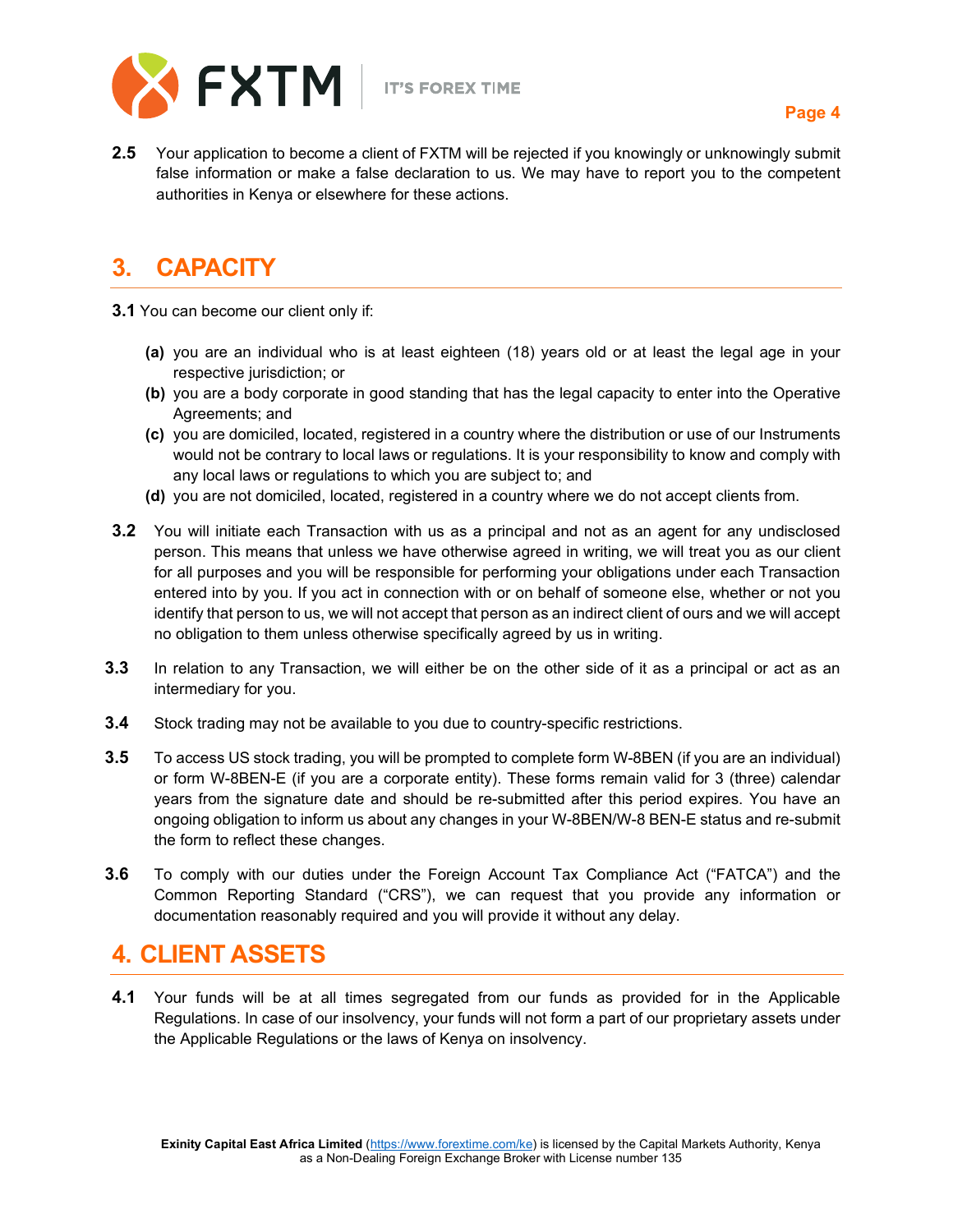**2.5** Your application to become a client of FXTM will be rejected if you knowingly or unknowingly submit false information or make a false declaration to us. We may have to report you to the competent authorities in Kenya or elsewhere for these actions.

## 3. CAPACITY

**3.1** You can become our client only if:

- **(a)** you are an individual who is at least eighteen (18) years old or at least the legal age in your respective jurisdiction; or
- **(b)** you are a body corporate in good standing that has the legal capacity to enter into the Operative Agreements; and
- **(c)** you are domiciled, located, registered in a country where the distribution or use of our Instruments would not be contrary to local laws or regulations. It is your responsibility to know and comply with any local laws or regulations to which you are subject to; and
- **(d)** you are not domiciled, located, registered in a country where we do not accept clients from.

**3.2** You will initiate each Transaction with us as a principal and not as an agent for any undisclosed person. This means that unless we have otherwise agreed in writing, we will treat you as our client for all purposes and you will be responsible for performing your obligations under each Transaction entered into by you. If you act in connection with or on behalf of someone else, whether or not you identify that person to us, we will not accept that person as an indirect client of ours and we will accept no obligation to them unless otherwise specifically agreed by us in writing.

**3.3** In relation to any Transaction, we will either be on the other side of it as a principal or act as an intermediary for you.

**3.4** Stock trading may not be available to you due to country-specific restrictions.

**3.5** To access US stock trading, you will be prompted to complete form W-8BEN (if you are an individual) or form W-8BEN-E (if you are a corporate entity). These forms remain valid for 3 (three) calendar years from the signature date and should be re-submitted after this period expires. You have an ongoing obligation to inform us about any changes in your W-8BEN/W-8 BEN-E status and re-submit the form to reflect these changes.

**3.6** To comply with our duties under the Foreign Account Tax Compliance Act ("FATCA") and the Common Reporting Standard ("CRS"), we can request that you provide any information or documentation reasonably required and you will provide it without any delay.

## 4. CLIENT ASSETS

**4.1** Your funds will be at all times segregated from our funds as provided for in the Applicable Regulations. In case of our insolvency, your funds will not form a part of our proprietary assets under the Applicable Regulations or the laws of Kenya on insolvency.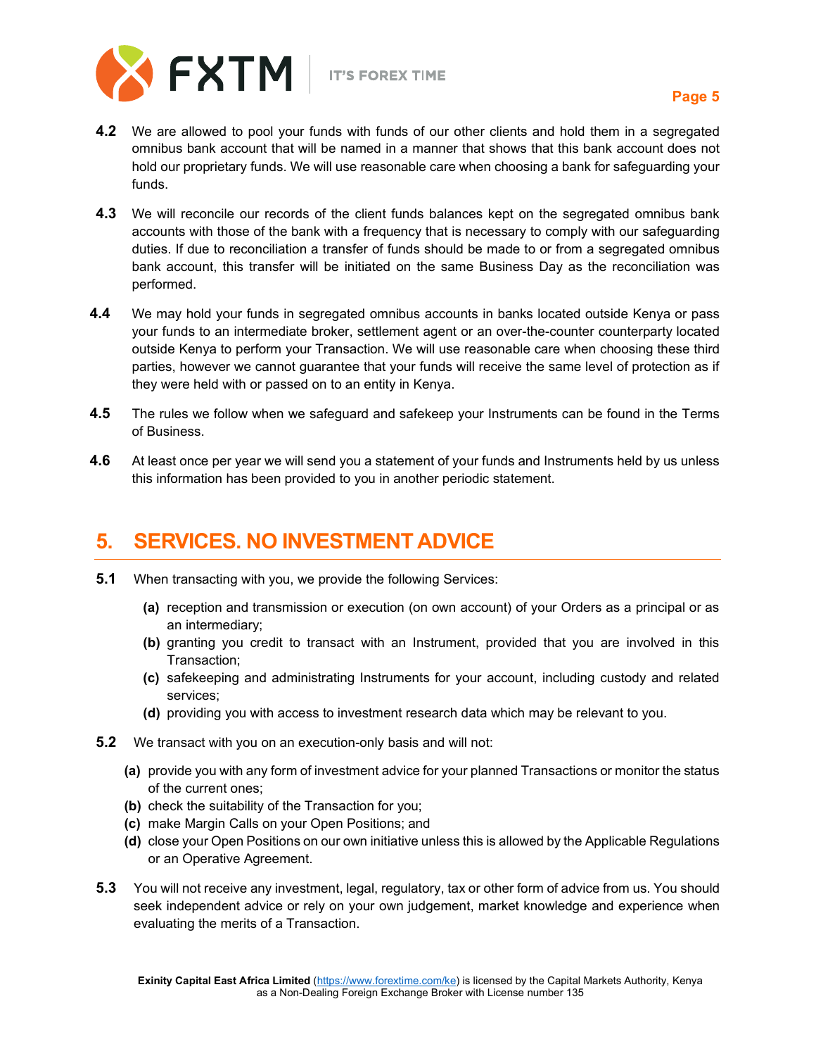**4.2** We are allowed to pool your funds with funds of our other clients and hold them in a segregated omnibus bank account that will be named in a manner that shows that this bank account does not hold our proprietary funds. We will use reasonable care when choosing a bank for safeguarding your funds.

**4.3** We will reconcile our records of the client funds balances kept on the segregated omnibus bank accounts with those of the bank with a frequency that is necessary to comply with our safeguarding duties. If due to reconciliation a transfer of funds should be made to or from a segregated omnibus bank account, this transfer will be initiated on the same Business Day as the reconciliation was performed.

**4.4** We may hold your funds in segregated omnibus accounts in banks located outside Kenya or pass your funds to an intermediate broker, settlement agent or an over-the-counter counterparty located outside Kenya to perform your Transaction. We will use reasonable care when choosing these third parties, however we cannot guarantee that your funds will receive the same level of protection as if they were held with or passed on to an entity in Kenya.

**4.5** The rules we follow when we safeguard and safekeep your Instruments can be found in the Terms of Business.

**4.6** At least once per year we will send you a statement of your funds and Instruments held by us unless this information has been provided to you in another periodic statement.

## 5. SERVICES. NO INVESTMENT ADVICE

**5.1** When transacting with you, we provide the following Services:

- **(a)** reception and transmission or execution (on own account) of your Orders as a principal or as an intermediary;
- **(b)** granting you credit to transact with an Instrument, provided that you are involved in this Transaction;
- **(c)** safekeeping and administrating Instruments for your account, including custody and related services;
- **(d)** providing you with access to investment research data which may be relevant to you.

**5.2** We transact with you on an execution-only basis and will not:

- **(a)** provide you with any form of investment advice for your planned Transactions or monitor the status of the current ones;
- **(b)** check the suitability of the Transaction for you;
- **(c)** make Margin Calls on your Open Positions; and
- **(d)** close your Open Positions on our own initiative unless this is allowed by the Applicable Regulations or an Operative Agreement.

**5.3** You will not receive any investment, legal, regulatory, tax or other form of advice from us. You should seek independent advice or rely on your own judgement, market knowledge and experience when evaluating the merits of a Transaction.

**Exinity Capital East Africa Limited** (https://www.forextime.com/ke) is licensed by the Capital Markets Authority, Kenya as a Non-Dealing Foreign Exchange Broker with License number 135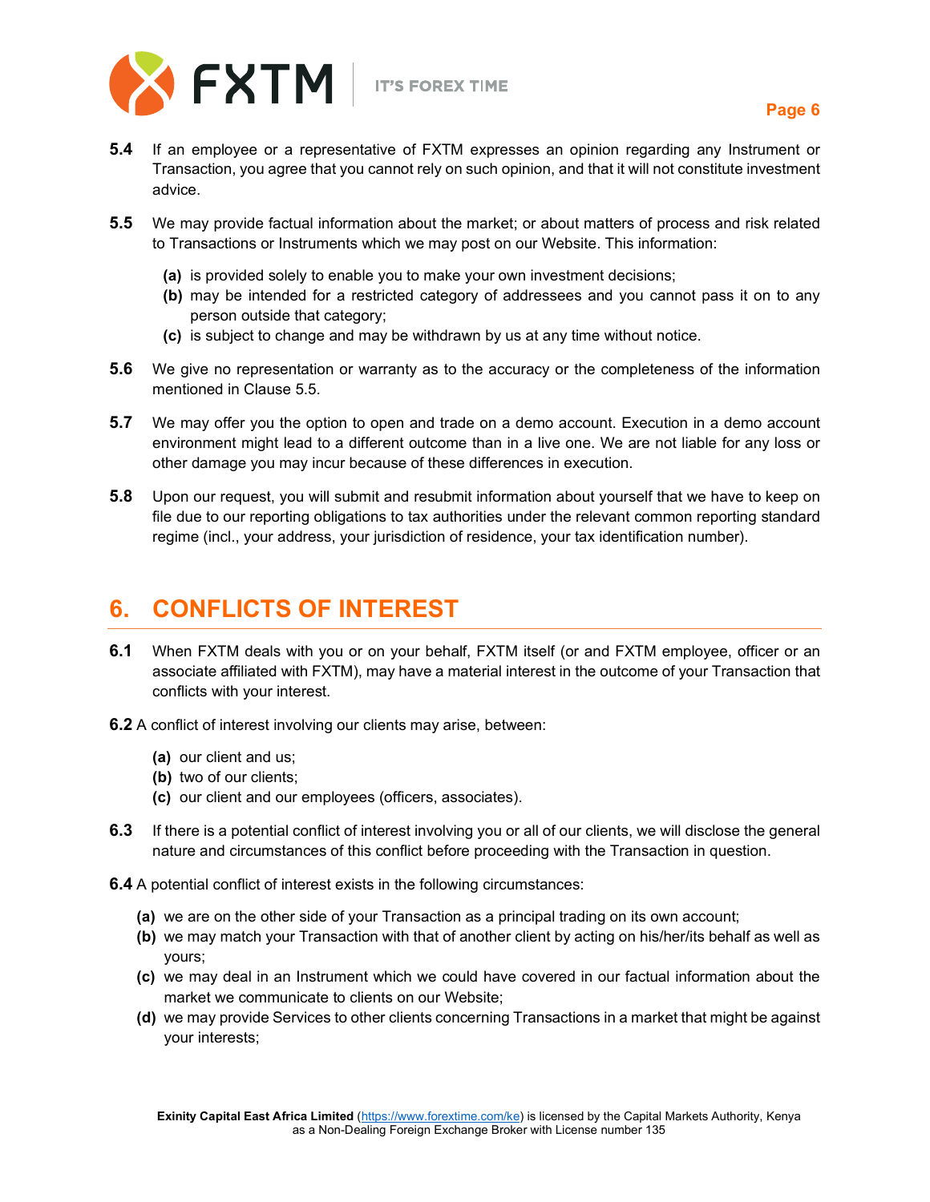**5.4** If an employee or a representative of FXTM expresses an opinion regarding any Instrument or Transaction, you agree that you cannot rely on such opinion, and that it will not constitute investment advice.

**5.5** We may provide factual information about the market; or about matters of process and risk related to Transactions or Instruments which we may post on our Website. This information:

- **(a)** is provided solely to enable you to make your own investment decisions;
- **(b)** may be intended for a restricted category of addressees and you cannot pass it on to any person outside that category;
- **(c)** is subject to change and may be withdrawn by us at any time without notice.

**5.6** We give no representation or warranty as to the accuracy or the completeness of the information mentioned in Clause 5.5.

**5.7** We may offer you the option to open and trade on a demo account. Execution in a demo account environment might lead to a different outcome than in a live one. We are not liable for any loss or other damage you may incur because of these differences in execution.

**5.8** Upon our request, you will submit and resubmit information about yourself that we have to keep on file due to our reporting obligations to tax authorities under the relevant common reporting standard regime (incl., your address, your jurisdiction of residence, your tax identification number).

## 6. CONFLICTS OF INTEREST

**6.1** When FXTM deals with you or on your behalf, FXTM itself (or and FXTM employee, officer or an associate affiliated with FXTM), may have a material interest in the outcome of your Transaction that conflicts with your interest.

**6.2** A conflict of interest involving our clients may arise, between:

- **(a)** our client and us;
- **(b)** two of our clients;
- **(c)** our client and our employees (officers, associates).

**6.3** If there is a potential conflict of interest involving you or all of our clients, we will disclose the general nature and circumstances of this conflict before proceeding with the Transaction in question.

**6.4** A potential conflict of interest exists in the following circumstances:

- **(a)** we are on the other side of your Transaction as a principal trading on its own account;
- **(b)** we may match your Transaction with that of another client by acting on his/her/its behalf as well as yours;
- **(c)** we may deal in an Instrument which we could have covered in our factual information about the market we communicate to clients on our Website;
- **(d)** we may provide Services to other clients concerning Transactions in a market that might be against your interests;

**Exinity Capital East Africa Limited** (https://www.forextime.com/ke) is licensed by the Capital Markets Authority, Kenya as a Non-Dealing Foreign Exchange Broker with License number 135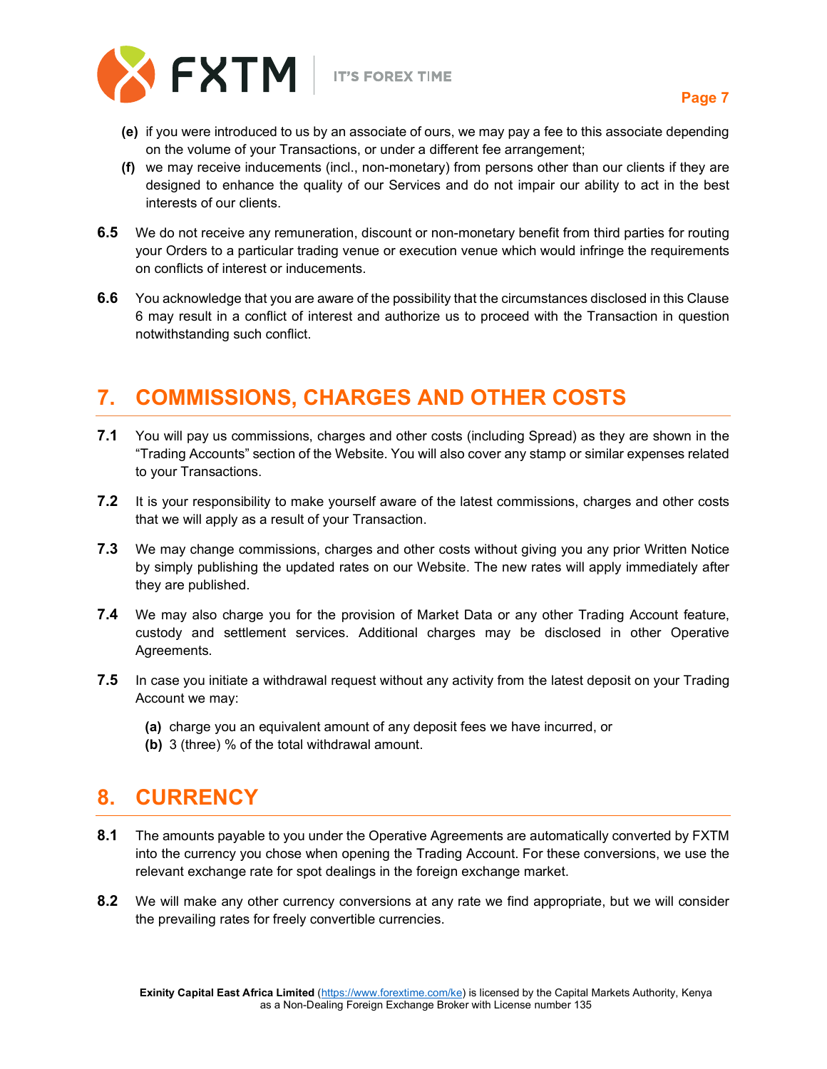**(e)** if you were introduced to us by an associate of ours, we may pay a fee to this associate depending on the volume of your Transactions, or under a different fee arrangement;

**(f)** we may receive inducements (incl., non-monetary) from persons other than our clients if they are designed to enhance the quality of our Services and do not impair our ability to act in the best interests of our clients.

**6.5** We do not receive any remuneration, discount or non-monetary benefit from third parties for routing your Orders to a particular trading venue or execution venue which would infringe the requirements on conflicts of interest or inducements.

**6.6** You acknowledge that you are aware of the possibility that the circumstances disclosed in this Clause 6 may result in a conflict of interest and authorize us to proceed with the Transaction in question notwithstanding such conflict.

## 7. COMMISSIONS, CHARGES AND OTHER COSTS

**7.1** You will pay us commissions, charges and other costs (including Spread) as they are shown in the "Trading Accounts" section of the Website. You will also cover any stamp or similar expenses related to your Transactions.

**7.2** It is your responsibility to make yourself aware of the latest commissions, charges and other costs that we will apply as a result of your Transaction.

**7.3** We may change commissions, charges and other costs without giving you any prior Written Notice by simply publishing the updated rates on our Website. The new rates will apply immediately after they are published.

**7.4** We may also charge you for the provision of Market Data or any other Trading Account feature, custody and settlement services. Additional charges may be disclosed in other Operative Agreements.

**7.5** In case you initiate a withdrawal request without any activity from the latest deposit on your Trading Account we may:

**(a)** charge you an equivalent amount of any deposit fees we have incurred, or

**(b)** 3 (three) % of the total withdrawal amount.

## 8. CURRENCY

**8.1** The amounts payable to you under the Operative Agreements are automatically converted by FXTM into the currency you chose when opening the Trading Account. For these conversions, we use the relevant exchange rate for spot dealings in the foreign exchange market.

**8.2** We will make any other currency conversions at any rate we find appropriate, but we will consider the prevailing rates for freely convertible currencies.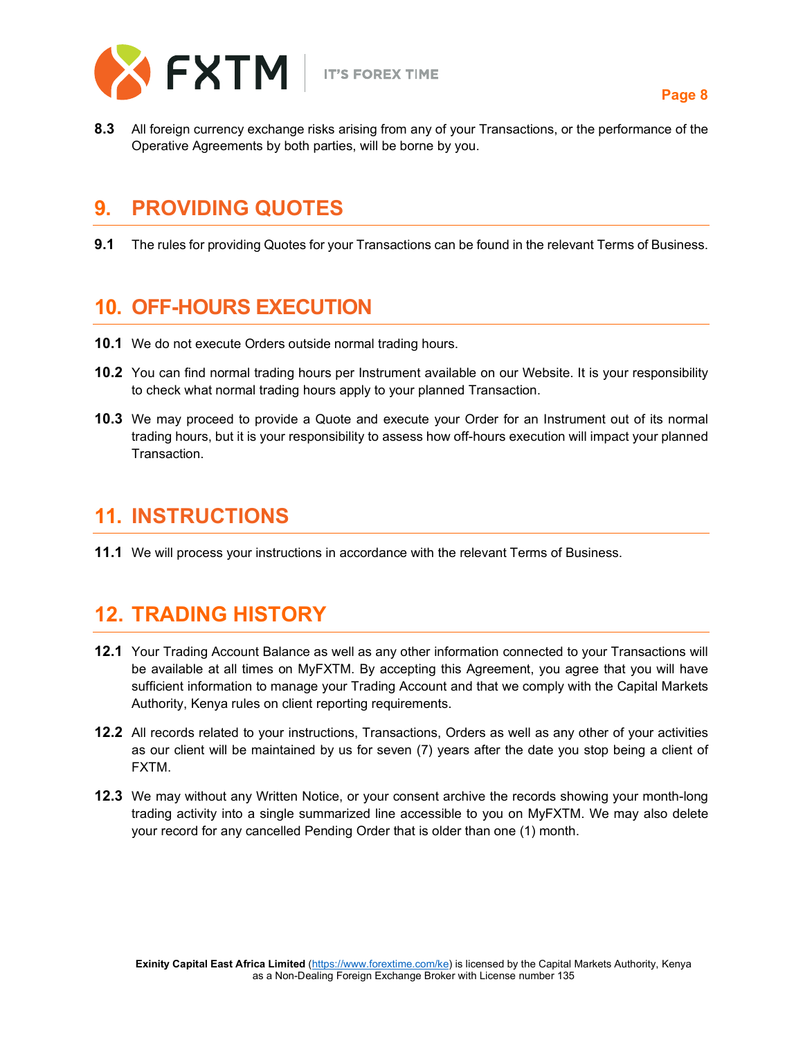**8.3** All foreign currency exchange risks arising from any of your Transactions, or the performance of the Operative Agreements by both parties, will be borne by you.

## 9. PROVIDING QUOTES

**9.1** The rules for providing Quotes for your Transactions can be found in the relevant Terms of Business.

## 10. OFF-HOURS EXECUTION

**10.1** We do not execute Orders outside normal trading hours.

**10.2** You can find normal trading hours per Instrument available on our Website. It is your responsibility to check what normal trading hours apply to your planned Transaction.

**10.3** We may proceed to provide a Quote and execute your Order for an Instrument out of its normal trading hours, but it is your responsibility to assess how off-hours execution will impact your planned Transaction.

## 11. INSTRUCTIONS

**11.1** We will process your instructions in accordance with the relevant Terms of Business.

## 12. TRADING HISTORY

**12.1** Your Trading Account Balance as well as any other information connected to your Transactions will be available at all times on MyFXTM. By accepting this Agreement, you agree that you will have sufficient information to manage your Trading Account and that we comply with the Capital Markets Authority, Kenya rules on client reporting requirements.

**12.2** All records related to your instructions, Transactions, Orders as well as any other of your activities as our client will be maintained by us for seven (7) years after the date you stop being a client of FXTM.

**12.3** We may without any Written Notice, or your consent archive the records showing your month-long trading activity into a single summarized line accessible to you on MyFXTM. We may also delete your record for any cancelled Pending Order that is older than one (1) month.

**Exinity Capital East Africa Limited** (https://www.forextime.com/ke) is licensed by the Capital Markets Authority, Kenya as a Non-Dealing Foreign Exchange Broker with License number 135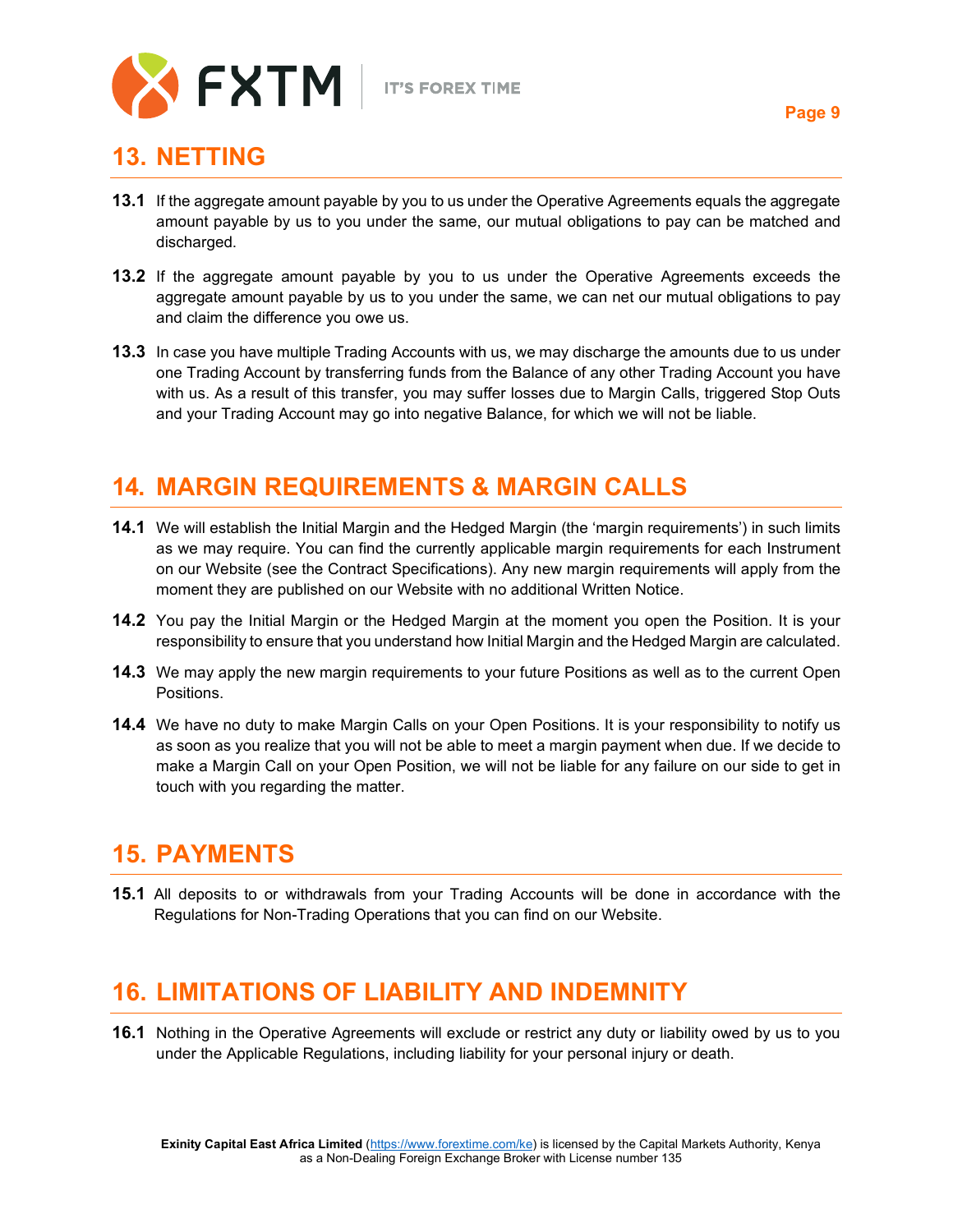## 13. NETTING

**13.1** If the aggregate amount payable by you to us under the Operative Agreements equals the aggregate amount payable by us to you under the same, our mutual obligations to pay can be matched and discharged.

**13.2** If the aggregate amount payable by you to us under the Operative Agreements exceeds the aggregate amount payable by us to you under the same, we can net our mutual obligations to pay and claim the difference you owe us.

**13.3** In case you have multiple Trading Accounts with us, we may discharge the amounts due to us under one Trading Account by transferring funds from the Balance of any other Trading Account you have with us. As a result of this transfer, you may suffer losses due to Margin Calls, triggered Stop Outs and your Trading Account may go into negative Balance, for which we will not be liable.

## 14. MARGIN REQUIREMENTS & MARGIN CALLS

**14.1** We will establish the Initial Margin and the Hedged Margin (the 'margin requirements') in such limits as we may require. You can find the currently applicable margin requirements for each Instrument on our Website (see the Contract Specifications). Any new margin requirements will apply from the moment they are published on our Website with no additional Written Notice.

**14.2** You pay the Initial Margin or the Hedged Margin at the moment you open the Position. It is your responsibility to ensure that you understand how Initial Margin and the Hedged Margin are calculated.

**14.3** We may apply the new margin requirements to your future Positions as well as to the current Open Positions.

**14.4** We have no duty to make Margin Calls on your Open Positions. It is your responsibility to notify us as soon as you realize that you will not be able to meet a margin payment when due. If we decide to make a Margin Call on your Open Position, we will not be liable for any failure on our side to get in touch with you regarding the matter.

## 15. PAYMENTS

**15.1** All deposits to or withdrawals from your Trading Accounts will be done in accordance with the Regulations for Non-Trading Operations that you can find on our Website.

## 16. LIMITATIONS OF LIABILITY AND INDEMNITY

**16.1** Nothing in the Operative Agreements will exclude or restrict any duty or liability owed by us to you under the Applicable Regulations, including liability for your personal injury or death.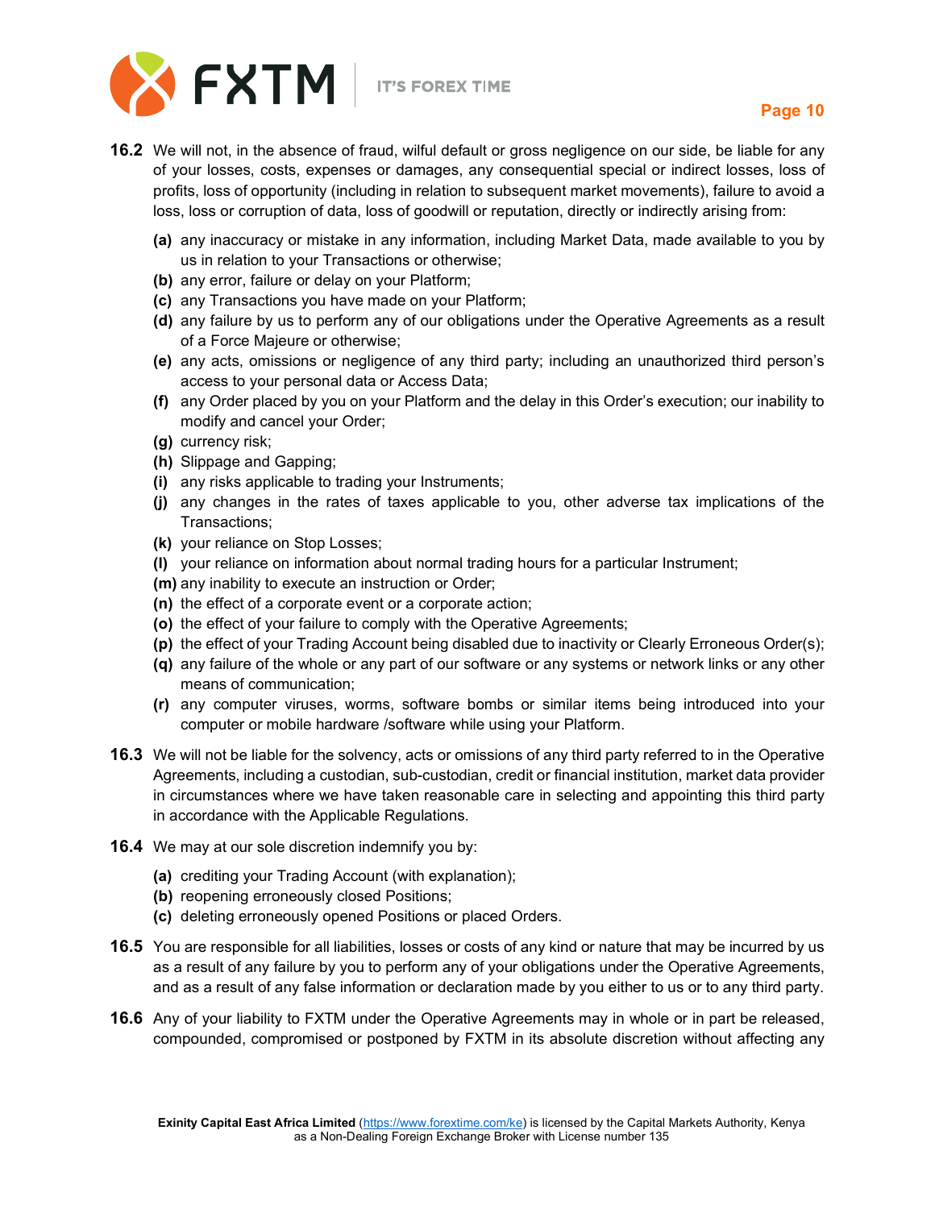**16.2** We will not, in the absence of fraud, wilful default or gross negligence on our side, be liable for any of your losses, costs, expenses or damages, any consequential special or indirect losses, loss of profits, loss of opportunity (including in relation to subsequent market movements), failure to avoid a loss, loss or corruption of data, loss of goodwill or reputation, directly or indirectly arising from:

- **(a)** any inaccuracy or mistake in any information, including Market Data, made available to you by us in relation to your Transactions or otherwise;
- **(b)** any error, failure or delay on your Platform;
- **(c)** any Transactions you have made on your Platform;
- **(d)** any failure by us to perform any of our obligations under the Operative Agreements as a result of a Force Majeure or otherwise;
- **(e)** any acts, omissions or negligence of any third party; including an unauthorized third person's access to your personal data or Access Data;
- **(f)** any Order placed by you on your Platform and the delay in this Order's execution; our inability to modify and cancel your Order;
- **(g)** currency risk;
- **(h)** Slippage and Gapping;
- **(i)** any risks applicable to trading your Instruments;
- **(j)** any changes in the rates of taxes applicable to you, other adverse tax implications of the Transactions;
- **(k)** your reliance on Stop Losses;
- **(l)** your reliance on information about normal trading hours for a particular Instrument;
- **(m)** any inability to execute an instruction or Order;
- **(n)** the effect of a corporate event or a corporate action;
- **(o)** the effect of your failure to comply with the Operative Agreements;
- **(p)** the effect of your Trading Account being disabled due to inactivity or Clearly Erroneous Order(s);
- **(q)** any failure of the whole or any part of our software or any systems or network links or any other means of communication;
- **(r)** any computer viruses, worms, software bombs or similar items being introduced into your computer or mobile hardware /software while using your Platform.

**16.3** We will not be liable for the solvency, acts or omissions of any third party referred to in the Operative Agreements, including a custodian, sub-custodian, credit or financial institution, market data provider in circumstances where we have taken reasonable care in selecting and appointing this third party in accordance with the Applicable Regulations.

**16.4** We may at our sole discretion indemnify you by:

- **(a)** crediting your Trading Account (with explanation);
- **(b)** reopening erroneously closed Positions;
- **(c)** deleting erroneously opened Positions or placed Orders.

**16.5** You are responsible for all liabilities, losses or costs of any kind or nature that may be incurred by us as a result of any failure by you to perform any of your obligations under the Operative Agreements, and as a result of any false information or declaration made by you either to us or to any third party.

**16.6** Any of your liability to FXTM under the Operative Agreements may in whole or in part be released, compounded, compromised or postponed by FXTM in its absolute discretion without affecting any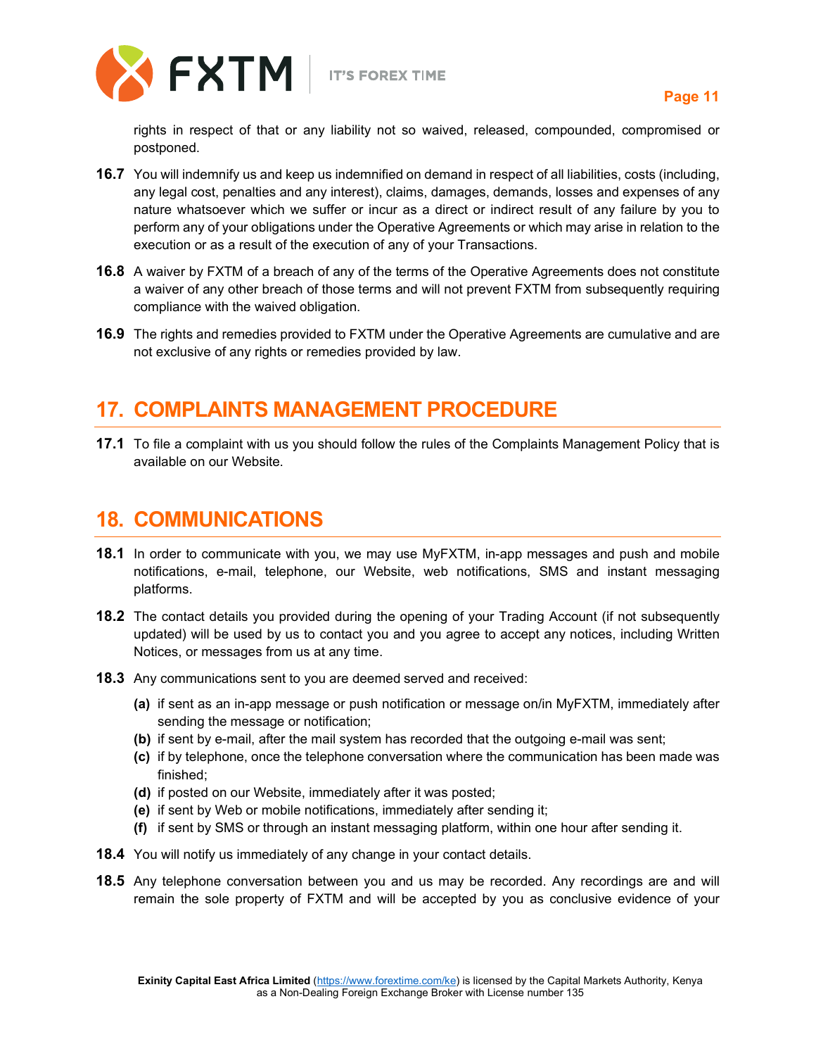rights in respect of that or any liability not so waived, released, compounded, compromised or postponed.

**16.7** You will indemnify us and keep us indemnified on demand in respect of all liabilities, costs (including, any legal cost, penalties and any interest), claims, damages, demands, losses and expenses of any nature whatsoever which we suffer or incur as a direct or indirect result of any failure by you to perform any of your obligations under the Operative Agreements or which may arise in relation to the execution or as a result of the execution of any of your Transactions.

**16.8** A waiver by FXTM of a breach of any of the terms of the Operative Agreements does not constitute a waiver of any other breach of those terms and will not prevent FXTM from subsequently requiring compliance with the waived obligation.

**16.9** The rights and remedies provided to FXTM under the Operative Agreements are cumulative and are not exclusive of any rights or remedies provided by law.

## 17. COMPLAINTS MANAGEMENT PROCEDURE

**17.1** To file a complaint with us you should follow the rules of the Complaints Management Policy that is available on our Website.

## 18. COMMUNICATIONS

**18.1** In order to communicate with you, we may use MyFXTM, in-app messages and push and mobile notifications, e-mail, telephone, our Website, web notifications, SMS and instant messaging platforms.

**18.2** The contact details you provided during the opening of your Trading Account (if not subsequently updated) will be used by us to contact you and you agree to accept any notices, including Written Notices, or messages from us at any time.

**18.3** Any communications sent to you are deemed served and received:

- **(a)** if sent as an in-app message or push notification or message on/in MyFXTM, immediately after sending the message or notification;
- **(b)** if sent by e-mail, after the mail system has recorded that the outgoing e-mail was sent;
- **(c)** if by telephone, once the telephone conversation where the communication has been made was finished;
- **(d)** if posted on our Website, immediately after it was posted;
- **(e)** if sent by Web or mobile notifications, immediately after sending it;
- **(f)** if sent by SMS or through an instant messaging platform, within one hour after sending it.

**18.4** You will notify us immediately of any change in your contact details.

**18.5** Any telephone conversation between you and us may be recorded. Any recordings are and will remain the sole property of FXTM and will be accepted by you as conclusive evidence of your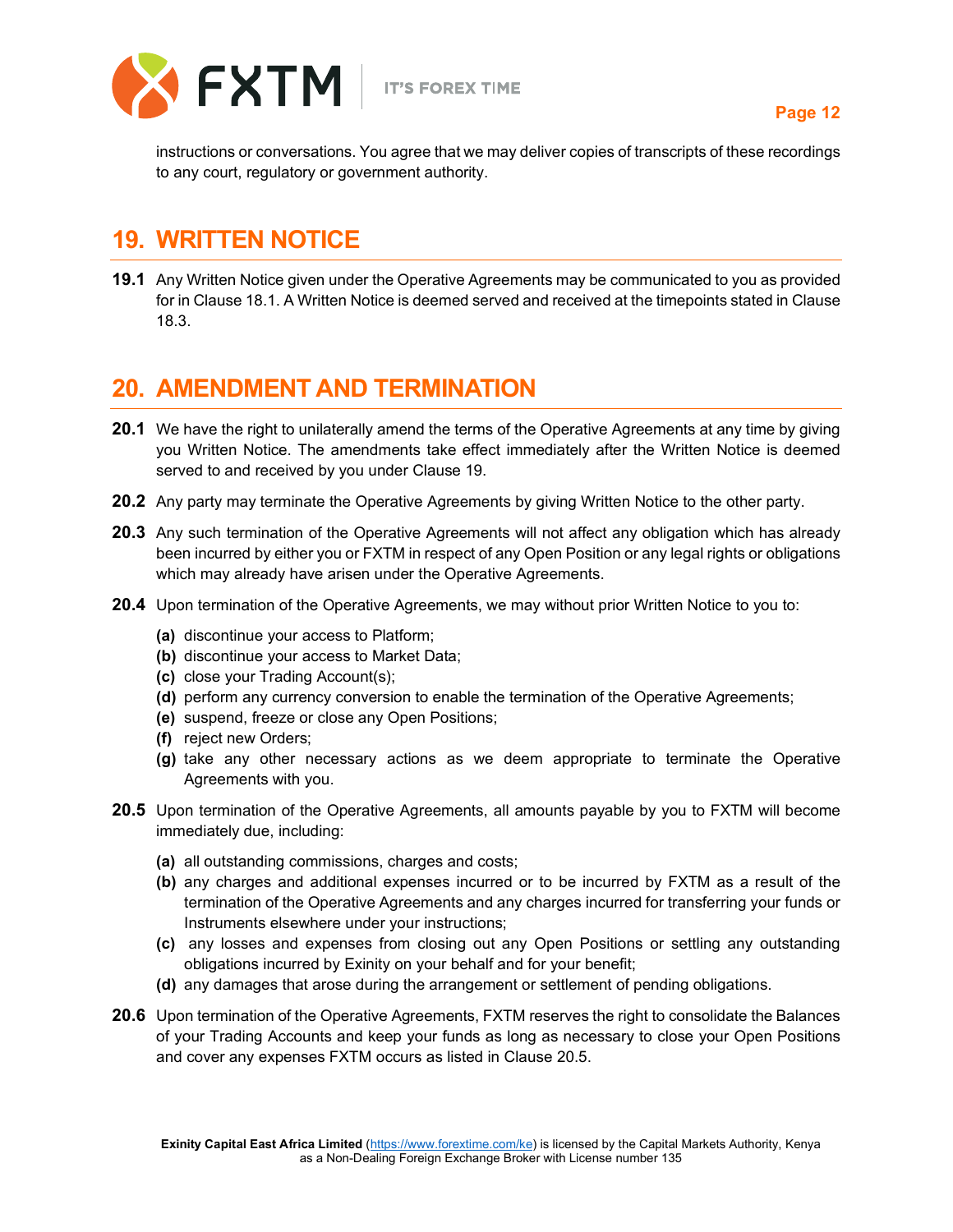instructions or conversations. You agree that we may deliver copies of transcripts of these recordings to any court, regulatory or government authority.

## 19. WRITTEN NOTICE

**19.1** Any Written Notice given under the Operative Agreements may be communicated to you as provided for in Clause 18.1. A Written Notice is deemed served and received at the timepoints stated in Clause 18.3.

## 20. AMENDMENT AND TERMINATION

**20.1** We have the right to unilaterally amend the terms of the Operative Agreements at any time by giving you Written Notice. The amendments take effect immediately after the Written Notice is deemed served to and received by you under Clause 19.

**20.2** Any party may terminate the Operative Agreements by giving Written Notice to the other party.

**20.3** Any such termination of the Operative Agreements will not affect any obligation which has already been incurred by either you or FXTM in respect of any Open Position or any legal rights or obligations which may already have arisen under the Operative Agreements.

**20.4** Upon termination of the Operative Agreements, we may without prior Written Notice to you to:

- **(a)** discontinue your access to Platform;
- **(b)** discontinue your access to Market Data;
- **(c)** close your Trading Account(s);
- **(d)** perform any currency conversion to enable the termination of the Operative Agreements;
- **(e)** suspend, freeze or close any Open Positions;
- **(f)** reject new Orders;
- **(g)** take any other necessary actions as we deem appropriate to terminate the Operative Agreements with you.

**20.5** Upon termination of the Operative Agreements, all amounts payable by you to FXTM will become immediately due, including:

- **(a)** all outstanding commissions, charges and costs;
- **(b)** any charges and additional expenses incurred or to be incurred by FXTM as a result of the termination of the Operative Agreements and any charges incurred for transferring your funds or Instruments elsewhere under your instructions;
- **(c)** any losses and expenses from closing out any Open Positions or settling any outstanding obligations incurred by Exinity on your behalf and for your benefit;
- **(d)** any damages that arose during the arrangement or settlement of pending obligations.

**20.6** Upon termination of the Operative Agreements, FXTM reserves the right to consolidate the Balances of your Trading Accounts and keep your funds as long as necessary to close your Open Positions and cover any expenses FXTM occurs as listed in Clause 20.5.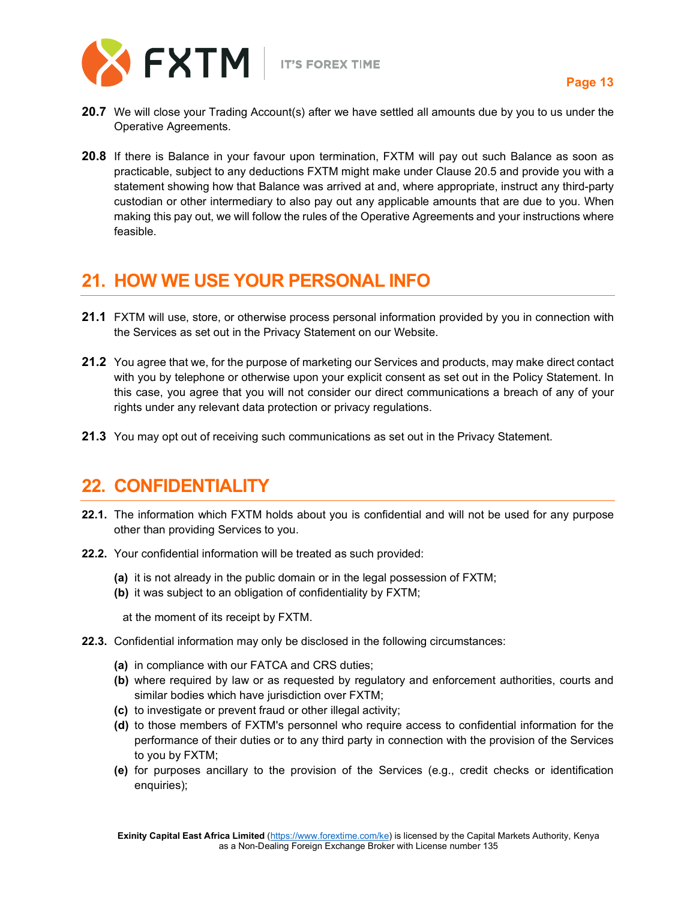**20.7** We will close your Trading Account(s) after we have settled all amounts due by you to us under the Operative Agreements.

**20.8** If there is Balance in your favour upon termination, FXTM will pay out such Balance as soon as practicable, subject to any deductions FXTM might make under Clause 20.5 and provide you with a statement showing how that Balance was arrived at and, where appropriate, instruct any third-party custodian or other intermediary to also pay out any applicable amounts that are due to you. When making this pay out, we will follow the rules of the Operative Agreements and your instructions where feasible.

## 21. HOW WE USE YOUR PERSONAL INFO

**21.1** FXTM will use, store, or otherwise process personal information provided by you in connection with the Services as set out in the Privacy Statement on our Website.

**21.2** You agree that we, for the purpose of marketing our Services and products, may make direct contact with you by telephone or otherwise upon your explicit consent as set out in the Policy Statement. In this case, you agree that you will not consider our direct communications a breach of any of your rights under any relevant data protection or privacy regulations.

**21.3** You may opt out of receiving such communications as set out in the Privacy Statement.

## 22. CONFIDENTIALITY

**22.1.** The information which FXTM holds about you is confidential and will not be used for any purpose other than providing Services to you.

**22.2.** Your confidential information will be treated as such provided:

- **(a)** it is not already in the public domain or in the legal possession of FXTM;
- **(b)** it was subject to an obligation of confidentiality by FXTM;

at the moment of its receipt by FXTM.

**22.3.** Confidential information may only be disclosed in the following circumstances:

- **(a)** in compliance with our FATCA and CRS duties;
- **(b)** where required by law or as requested by regulatory and enforcement authorities, courts and similar bodies which have jurisdiction over FXTM;
- **(c)** to investigate or prevent fraud or other illegal activity;
- **(d)** to those members of FXTM's personnel who require access to confidential information for the performance of their duties or to any third party in connection with the provision of the Services to you by FXTM;
- **(e)** for purposes ancillary to the provision of the Services (e.g., credit checks or identification enquiries);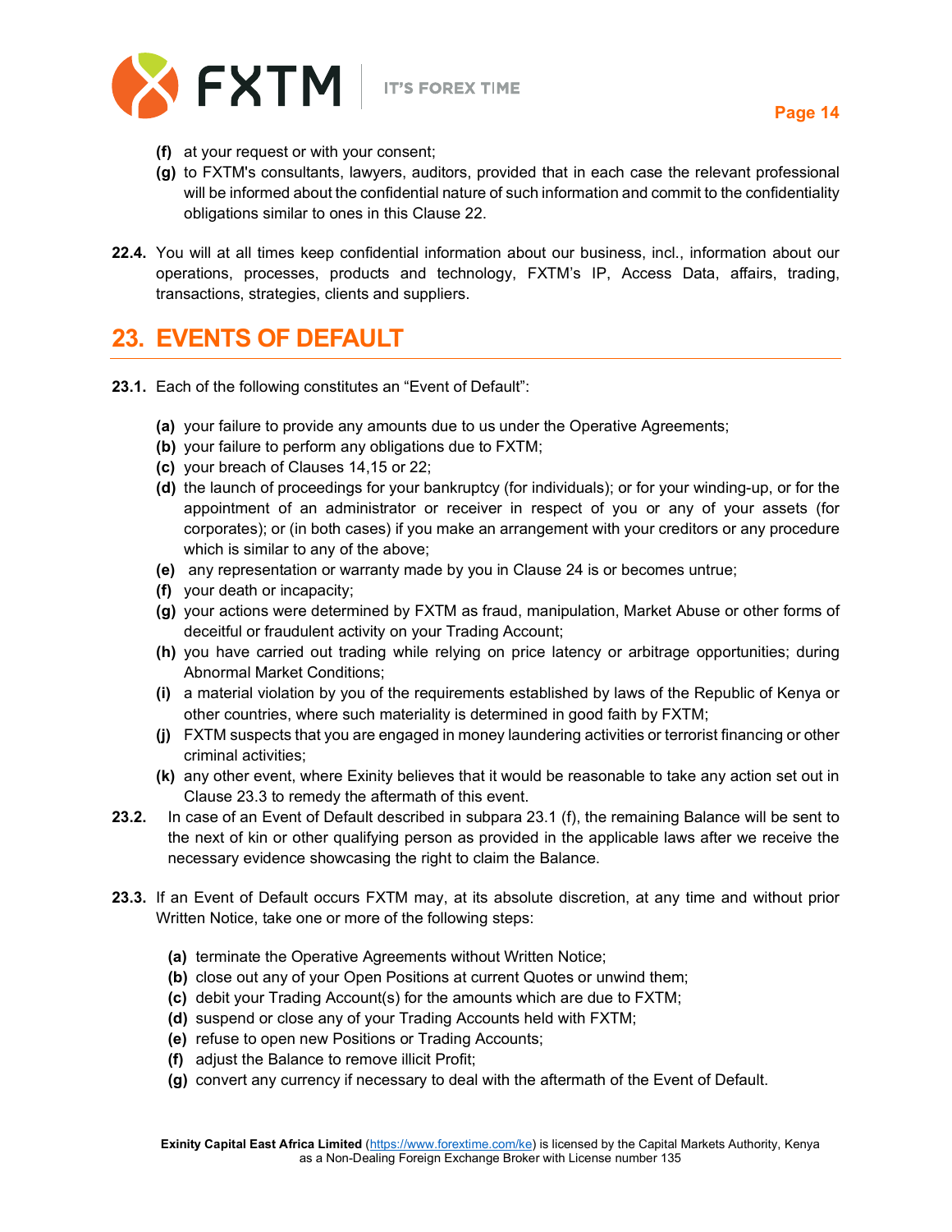**(f)** at your request or with your consent;

**(g)** to FXTM's consultants, lawyers, auditors, provided that in each case the relevant professional will be informed about the confidential nature of such information and commit to the confidentiality obligations similar to ones in this Clause 22.

**22.4.** You will at all times keep confidential information about our business, incl., information about our operations, processes, products and technology, FXTM's IP, Access Data, affairs, trading, transactions, strategies, clients and suppliers.

## 23. EVENTS OF DEFAULT

**23.1.** Each of the following constitutes an "Event of Default":

**(a)** your failure to provide any amounts due to us under the Operative Agreements;

**(b)** your failure to perform any obligations due to FXTM;

**(c)** your breach of Clauses 14,15 or 22;

**(d)** the launch of proceedings for your bankruptcy (for individuals); or for your winding-up, or for the appointment of an administrator or receiver in respect of you or any of your assets (for corporates); or (in both cases) if you make an arrangement with your creditors or any procedure which is similar to any of the above;

**(e)** any representation or warranty made by you in Clause 24 is or becomes untrue;

**(f)** your death or incapacity;

**(g)** your actions were determined by FXTM as fraud, manipulation, Market Abuse or other forms of deceitful or fraudulent activity on your Trading Account;

**(h)** you have carried out trading while relying on price latency or arbitrage opportunities; during Abnormal Market Conditions;

**(i)** a material violation by you of the requirements established by laws of the Republic of Kenya or other countries, where such materiality is determined in good faith by FXTM;

**(j)** FXTM suspects that you are engaged in money laundering activities or terrorist financing or other criminal activities;

**(k)** any other event, where Exinity believes that it would be reasonable to take any action set out in Clause 23.3 to remedy the aftermath of this event.

**23.2.** In case of an Event of Default described in subpara 23.1 (f), the remaining Balance will be sent to the next of kin or other qualifying person as provided in the applicable laws after we receive the necessary evidence showcasing the right to claim the Balance.

**23.3.** If an Event of Default occurs FXTM may, at its absolute discretion, at any time and without prior Written Notice, take one or more of the following steps:

**(a)** terminate the Operative Agreements without Written Notice;

**(b)** close out any of your Open Positions at current Quotes or unwind them;

**(c)** debit your Trading Account(s) for the amounts which are due to FXTM;

**(d)** suspend or close any of your Trading Accounts held with FXTM;

**(e)** refuse to open new Positions or Trading Accounts;

**(f)** adjust the Balance to remove illicit Profit;

**(g)** convert any currency if necessary to deal with the aftermath of the Event of Default.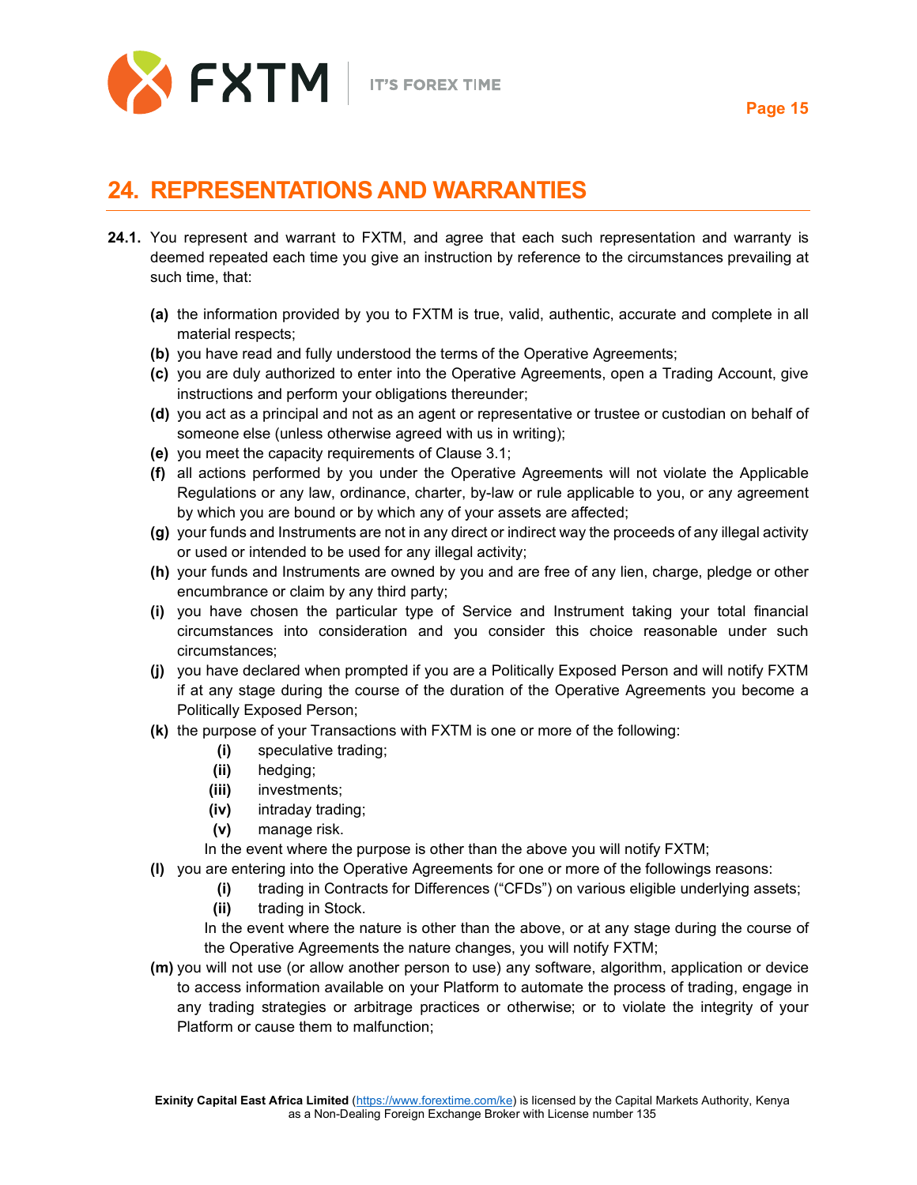## 24. REPRESENTATIONS AND WARRANTIES

**24.1.** You represent and warrant to FXTM, and agree that each such representation and warranty is deemed repeated each time you give an instruction by reference to the circumstances prevailing at such time, that:

- **(a)** the information provided by you to FXTM is true, valid, authentic, accurate and complete in all material respects;
- **(b)** you have read and fully understood the terms of the Operative Agreements;
- **(c)** you are duly authorized to enter into the Operative Agreements, open a Trading Account, give instructions and perform your obligations thereunder;
- **(d)** you act as a principal and not as an agent or representative or trustee or custodian on behalf of someone else (unless otherwise agreed with us in writing);
- **(e)** you meet the capacity requirements of Clause 3.1;
- **(f)** all actions performed by you under the Operative Agreements will not violate the Applicable Regulations or any law, ordinance, charter, by-law or rule applicable to you, or any agreement by which you are bound or by which any of your assets are affected;
- **(g)** your funds and Instruments are not in any direct or indirect way the proceeds of any illegal activity or used or intended to be used for any illegal activity;
- **(h)** your funds and Instruments are owned by you and are free of any lien, charge, pledge or other encumbrance or claim by any third party;
- **(i)** you have chosen the particular type of Service and Instrument taking your total financial circumstances into consideration and you consider this choice reasonable under such circumstances;
- **(j)** you have declared when prompted if you are a Politically Exposed Person and will notify FXTM if at any stage during the course of the duration of the Operative Agreements you become a Politically Exposed Person;
- **(k)** the purpose of your Transactions with FXTM is one or more of the following:
  - **(i)** speculative trading;
  - **(ii)** hedging;
  - **(iii)** investments;
  - **(iv)** intraday trading;
  - **(v)** manage risk.

  In the event where the purpose is other than the above you will notify FXTM;
- **(l)** you are entering into the Operative Agreements for one or more of the followings reasons:
  - **(i)** trading in Contracts for Differences ("CFDs") on various eligible underlying assets;
  - **(ii)** trading in Stock.

  In the event where the nature is other than the above, or at any stage during the course of the Operative Agreements the nature changes, you will notify FXTM;
- **(m)** you will not use (or allow another person to use) any software, algorithm, application or device to access information available on your Platform to automate the process of trading, engage in any trading strategies or arbitrage practices or otherwise; or to violate the integrity of your Platform or cause them to malfunction;

**Exinity Capital East Africa Limited** (https://www.forextime.com/ke) is licensed by the Capital Markets Authority, Kenya as a Non-Dealing Foreign Exchange Broker with License number 135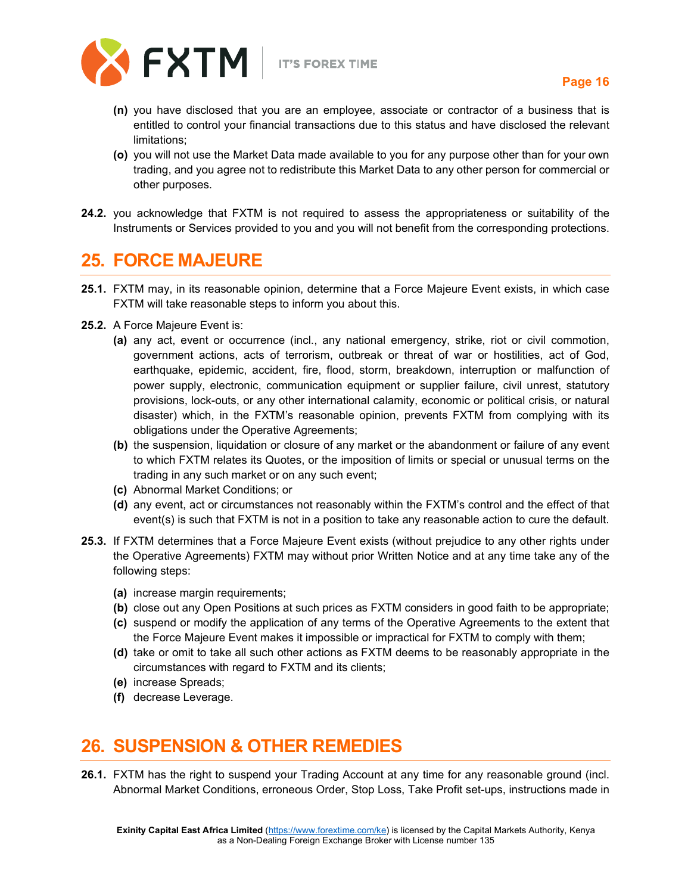(n) you have disclosed that you are an employee, associate or contractor of a business that is entitled to control your financial transactions due to this status and have disclosed the relevant limitations;

(o) you will not use the Market Data made available to you for any purpose other than for your own trading, and you agree not to redistribute this Market Data to any other person for commercial or other purposes.

**24.2.** you acknowledge that FXTM is not required to assess the appropriateness or suitability of the Instruments or Services provided to you and you will not benefit from the corresponding protections.

## 25. FORCE MAJEURE

**25.1.** FXTM may, in its reasonable opinion, determine that a Force Majeure Event exists, in which case FXTM will take reasonable steps to inform you about this.

**25.2.** A Force Majeure Event is:

(a) any act, event or occurrence (incl., any national emergency, strike, riot or civil commotion, government actions, acts of terrorism, outbreak or threat of war or hostilities, act of God, earthquake, epidemic, accident, fire, flood, storm, breakdown, interruption or malfunction of power supply, electronic, communication equipment or supplier failure, civil unrest, statutory provisions, lock-outs, or any other international calamity, economic or political crisis, or natural disaster) which, in the FXTM's reasonable opinion, prevents FXTM from complying with its obligations under the Operative Agreements;

(b) the suspension, liquidation or closure of any market or the abandonment or failure of any event to which FXTM relates its Quotes, or the imposition of limits or special or unusual terms on the trading in any such market or on any such event;

(c) Abnormal Market Conditions; or

(d) any event, act or circumstances not reasonably within the FXTM's control and the effect of that event(s) is such that FXTM is not in a position to take any reasonable action to cure the default.

**25.3.** If FXTM determines that a Force Majeure Event exists (without prejudice to any other rights under the Operative Agreements) FXTM may without prior Written Notice and at any time take any of the following steps:

(a) increase margin requirements;

(b) close out any Open Positions at such prices as FXTM considers in good faith to be appropriate;

(c) suspend or modify the application of any terms of the Operative Agreements to the extent that the Force Majeure Event makes it impossible or impractical for FXTM to comply with them;

(d) take or omit to take all such other actions as FXTM deems to be reasonably appropriate in the circumstances with regard to FXTM and its clients;

(e) increase Spreads;

(f) decrease Leverage.

## 26. SUSPENSION & OTHER REMEDIES

**26.1.** FXTM has the right to suspend your Trading Account at any time for any reasonable ground (incl. Abnormal Market Conditions, erroneous Order, Stop Loss, Take Profit set-ups, instructions made in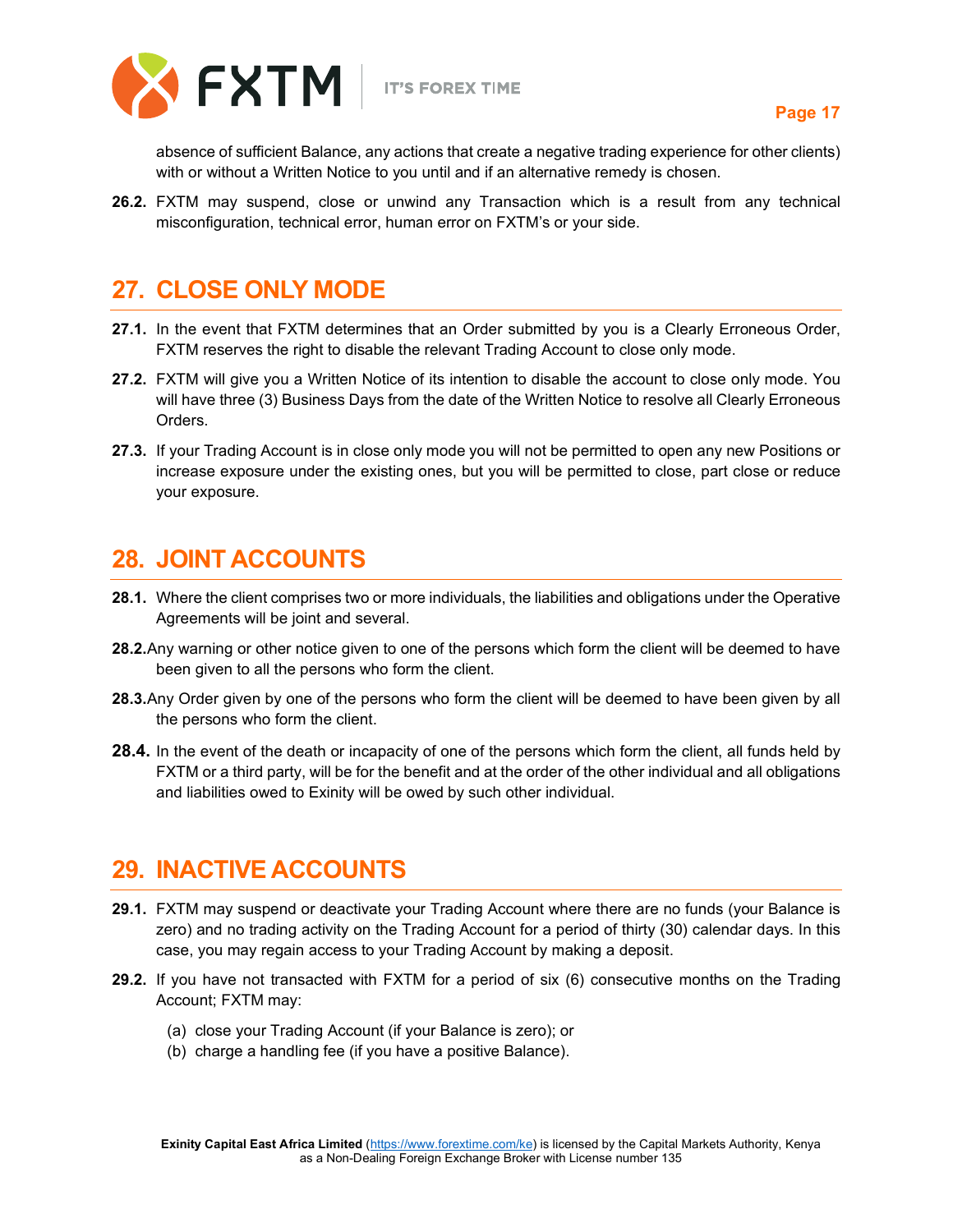absence of sufficient Balance, any actions that create a negative trading experience for other clients) with or without a Written Notice to you until and if an alternative remedy is chosen.

**26.2.** FXTM may suspend, close or unwind any Transaction which is a result from any technical misconfiguration, technical error, human error on FXTM's or your side.

## 27. CLOSE ONLY MODE

**27.1.** In the event that FXTM determines that an Order submitted by you is a Clearly Erroneous Order, FXTM reserves the right to disable the relevant Trading Account to close only mode.

**27.2.** FXTM will give you a Written Notice of its intention to disable the account to close only mode. You will have three (3) Business Days from the date of the Written Notice to resolve all Clearly Erroneous Orders.

**27.3.** If your Trading Account is in close only mode you will not be permitted to open any new Positions or increase exposure under the existing ones, but you will be permitted to close, part close or reduce your exposure.

## 28. JOINT ACCOUNTS

**28.1.** Where the client comprises two or more individuals, the liabilities and obligations under the Operative Agreements will be joint and several.

**28.2.** Any warning or other notice given to one of the persons which form the client will be deemed to have been given to all the persons who form the client.

**28.3.** Any Order given by one of the persons who form the client will be deemed to have been given by all the persons who form the client.

**28.4.** In the event of the death or incapacity of one of the persons which form the client, all funds held by FXTM or a third party, will be for the benefit and at the order of the other individual and all obligations and liabilities owed to Exinity will be owed by such other individual.

## 29. INACTIVE ACCOUNTS

**29.1.** FXTM may suspend or deactivate your Trading Account where there are no funds (your Balance is zero) and no trading activity on the Trading Account for a period of thirty (30) calendar days. In this case, you may regain access to your Trading Account by making a deposit.

**29.2.** If you have not transacted with FXTM for a period of six (6) consecutive months on the Trading Account; FXTM may:

(a) close your Trading Account (if your Balance is zero); or
(b) charge a handling fee (if you have a positive Balance).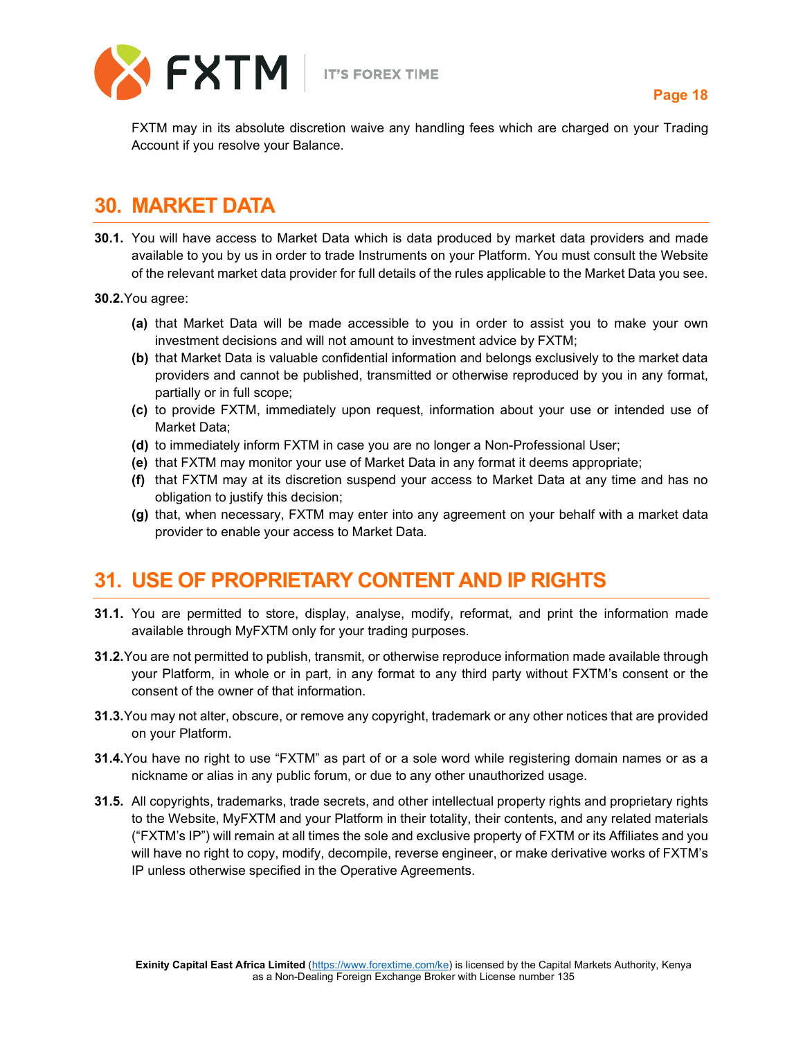FXTM may in its absolute discretion waive any handling fees which are charged on your Trading Account if you resolve your Balance.

## 30. MARKET DATA

**30.1.** You will have access to Market Data which is data produced by market data providers and made available to you by us in order to trade Instruments on your Platform. You must consult the Website of the relevant market data provider for full details of the rules applicable to the Market Data you see.

**30.2.** You agree:

- **(a)** that Market Data will be made accessible to you in order to assist you to make your own investment decisions and will not amount to investment advice by FXTM;
- **(b)** that Market Data is valuable confidential information and belongs exclusively to the market data providers and cannot be published, transmitted or otherwise reproduced by you in any format, partially or in full scope;
- **(c)** to provide FXTM, immediately upon request, information about your use or intended use of Market Data;
- **(d)** to immediately inform FXTM in case you are no longer a Non-Professional User;
- **(e)** that FXTM may monitor your use of Market Data in any format it deems appropriate;
- **(f)** that FXTM may at its discretion suspend your access to Market Data at any time and has no obligation to justify this decision;
- **(g)** that, when necessary, FXTM may enter into any agreement on your behalf with a market data provider to enable your access to Market Data.

## 31. USE OF PROPRIETARY CONTENT AND IP RIGHTS

**31.1.** You are permitted to store, display, analyse, modify, reformat, and print the information made available through MyFXTM only for your trading purposes.

**31.2.** You are not permitted to publish, transmit, or otherwise reproduce information made available through your Platform, in whole or in part, in any format to any third party without FXTM's consent or the consent of the owner of that information.

**31.3.** You may not alter, obscure, or remove any copyright, trademark or any other notices that are provided on your Platform.

**31.4.** You have no right to use "FXTM" as part of or a sole word while registering domain names or as a nickname or alias in any public forum, or due to any other unauthorized usage.

**31.5.** All copyrights, trademarks, trade secrets, and other intellectual property rights and proprietary rights to the Website, MyFXTM and your Platform in their totality, their contents, and any related materials ("FXTM's IP") will remain at all times the sole and exclusive property of FXTM or its Affiliates and you will have no right to copy, modify, decompile, reverse engineer, or make derivative works of FXTM's IP unless otherwise specified in the Operative Agreements.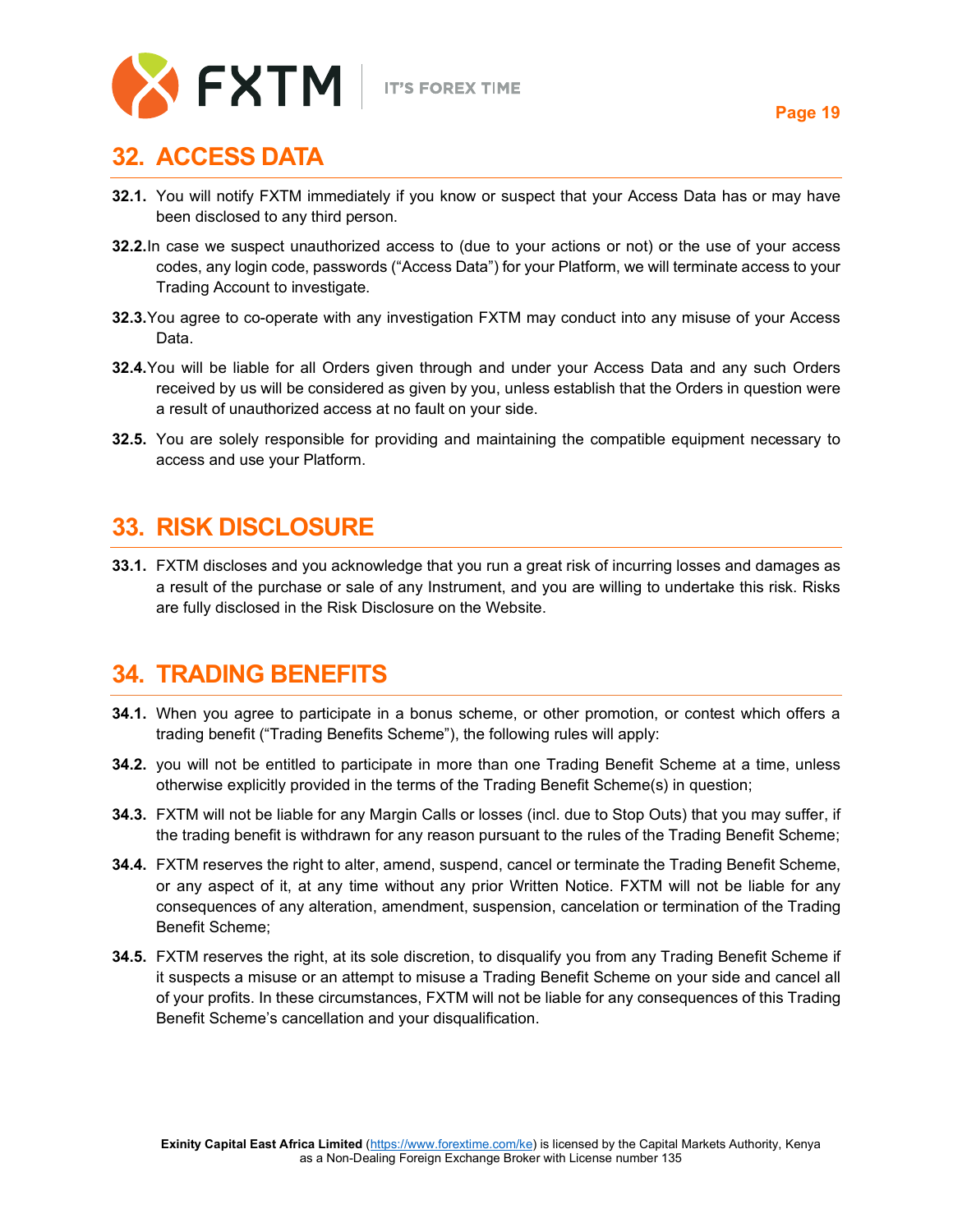## 32. ACCESS DATA

**32.1.** You will notify FXTM immediately if you know or suspect that your Access Data has or may have been disclosed to any third person.

**32.2.** In case we suspect unauthorized access to (due to your actions or not) or the use of your access codes, any login code, passwords ("Access Data") for your Platform, we will terminate access to your Trading Account to investigate.

**32.3.** You agree to co-operate with any investigation FXTM may conduct into any misuse of your Access Data.

**32.4.** You will be liable for all Orders given through and under your Access Data and any such Orders received by us will be considered as given by you, unless establish that the Orders in question were a result of unauthorized access at no fault on your side.

**32.5.** You are solely responsible for providing and maintaining the compatible equipment necessary to access and use your Platform.

## 33. RISK DISCLOSURE

**33.1.** FXTM discloses and you acknowledge that you run a great risk of incurring losses and damages as a result of the purchase or sale of any Instrument, and you are willing to undertake this risk. Risks are fully disclosed in the Risk Disclosure on the Website.

## 34. TRADING BENEFITS

**34.1.** When you agree to participate in a bonus scheme, or other promotion, or contest which offers a trading benefit ("Trading Benefits Scheme"), the following rules will apply:

**34.2.** you will not be entitled to participate in more than one Trading Benefit Scheme at a time, unless otherwise explicitly provided in the terms of the Trading Benefit Scheme(s) in question;

**34.3.** FXTM will not be liable for any Margin Calls or losses (incl. due to Stop Outs) that you may suffer, if the trading benefit is withdrawn for any reason pursuant to the rules of the Trading Benefit Scheme;

**34.4.** FXTM reserves the right to alter, amend, suspend, cancel or terminate the Trading Benefit Scheme, or any aspect of it, at any time without any prior Written Notice. FXTM will not be liable for any consequences of any alteration, amendment, suspension, cancelation or termination of the Trading Benefit Scheme;

**34.5.** FXTM reserves the right, at its sole discretion, to disqualify you from any Trading Benefit Scheme if it suspects a misuse or an attempt to misuse a Trading Benefit Scheme on your side and cancel all of your profits. In these circumstances, FXTM will not be liable for any consequences of this Trading Benefit Scheme's cancellation and your disqualification.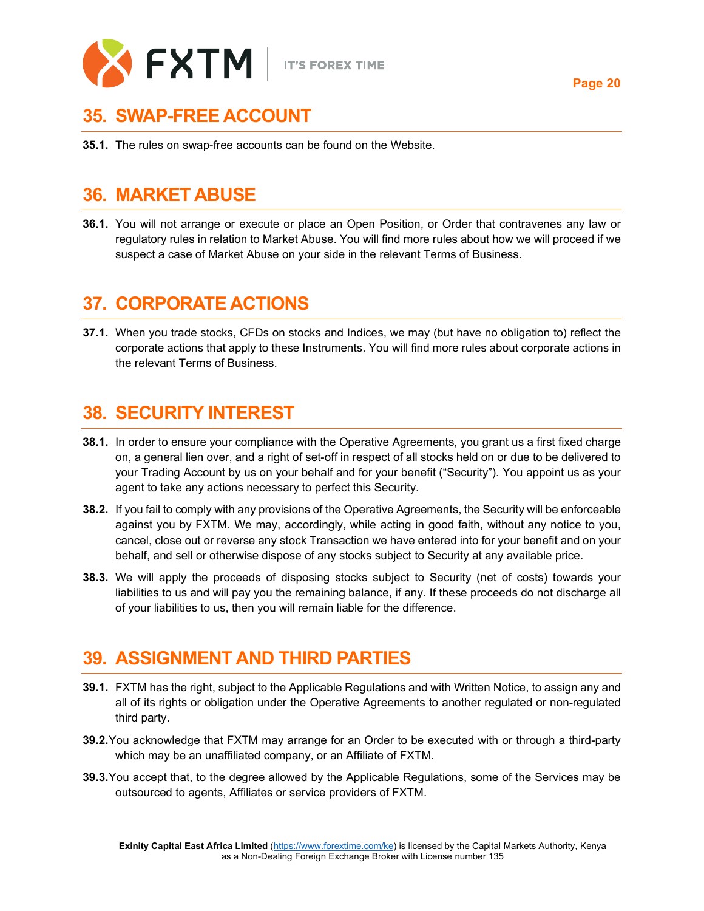## 35. SWAP-FREE ACCOUNT

**35.1.** The rules on swap-free accounts can be found on the Website.

## 36. MARKET ABUSE

**36.1.** You will not arrange or execute or place an Open Position, or Order that contravenes any law or regulatory rules in relation to Market Abuse. You will find more rules about how we will proceed if we suspect a case of Market Abuse on your side in the relevant Terms of Business.

## 37. CORPORATE ACTIONS

**37.1.** When you trade stocks, CFDs on stocks and Indices, we may (but have no obligation to) reflect the corporate actions that apply to these Instruments. You will find more rules about corporate actions in the relevant Terms of Business.

## 38. SECURITY INTEREST

**38.1.** In order to ensure your compliance with the Operative Agreements, you grant us a first fixed charge on, a general lien over, and a right of set-off in respect of all stocks held on or due to be delivered to your Trading Account by us on your behalf and for your benefit ("Security"). You appoint us as your agent to take any actions necessary to perfect this Security.

**38.2.** If you fail to comply with any provisions of the Operative Agreements, the Security will be enforceable against you by FXTM. We may, accordingly, while acting in good faith, without any notice to you, cancel, close out or reverse any stock Transaction we have entered into for your benefit and on your behalf, and sell or otherwise dispose of any stocks subject to Security at any available price.

**38.3.** We will apply the proceeds of disposing stocks subject to Security (net of costs) towards your liabilities to us and will pay you the remaining balance, if any. If these proceeds do not discharge all of your liabilities to us, then you will remain liable for the difference.

## 39. ASSIGNMENT AND THIRD PARTIES

**39.1.** FXTM has the right, subject to the Applicable Regulations and with Written Notice, to assign any and all of its rights or obligation under the Operative Agreements to another regulated or non-regulated third party.

**39.2.** You acknowledge that FXTM may arrange for an Order to be executed with or through a third-party which may be an unaffiliated company, or an Affiliate of FXTM.

**39.3.** You accept that, to the degree allowed by the Applicable Regulations, some of the Services may be outsourced to agents, Affiliates or service providers of FXTM.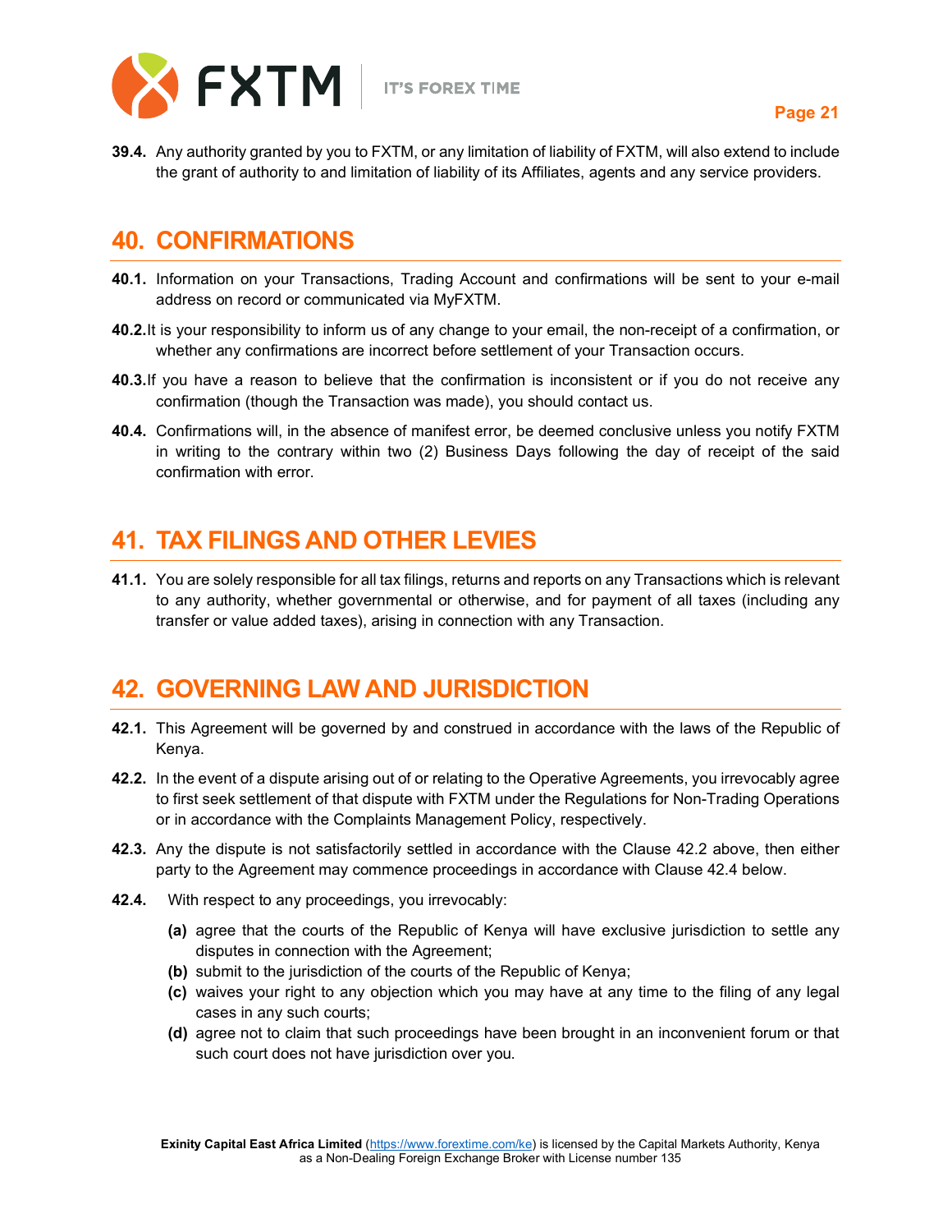**39.4.** Any authority granted by you to FXTM, or any limitation of liability of FXTM, will also extend to include the grant of authority to and limitation of liability of its Affiliates, agents and any service providers.

## 40. CONFIRMATIONS

**40.1.** Information on your Transactions, Trading Account and confirmations will be sent to your e-mail address on record or communicated via MyFXTM.

**40.2.** It is your responsibility to inform us of any change to your email, the non-receipt of a confirmation, or whether any confirmations are incorrect before settlement of your Transaction occurs.

**40.3.** If you have a reason to believe that the confirmation is inconsistent or if you do not receive any confirmation (though the Transaction was made), you should contact us.

**40.4.** Confirmations will, in the absence of manifest error, be deemed conclusive unless you notify FXTM in writing to the contrary within two (2) Business Days following the day of receipt of the said confirmation with error.

## 41. TAX FILINGS AND OTHER LEVIES

**41.1.** You are solely responsible for all tax filings, returns and reports on any Transactions which is relevant to any authority, whether governmental or otherwise, and for payment of all taxes (including any transfer or value added taxes), arising in connection with any Transaction.

## 42. GOVERNING LAW AND JURISDICTION

**42.1.** This Agreement will be governed by and construed in accordance with the laws of the Republic of Kenya.

**42.2.** In the event of a dispute arising out of or relating to the Operative Agreements, you irrevocably agree to first seek settlement of that dispute with FXTM under the Regulations for Non-Trading Operations or in accordance with the Complaints Management Policy, respectively.

**42.3.** Any the dispute is not satisfactorily settled in accordance with the Clause 42.2 above, then either party to the Agreement may commence proceedings in accordance with Clause 42.4 below.

**42.4.** With respect to any proceedings, you irrevocably:

- **(a)** agree that the courts of the Republic of Kenya will have exclusive jurisdiction to settle any disputes in connection with the Agreement;
- **(b)** submit to the jurisdiction of the courts of the Republic of Kenya;
- **(c)** waives your right to any objection which you may have at any time to the filing of any legal cases in any such courts;
- **(d)** agree not to claim that such proceedings have been brought in an inconvenient forum or that such court does not have jurisdiction over you.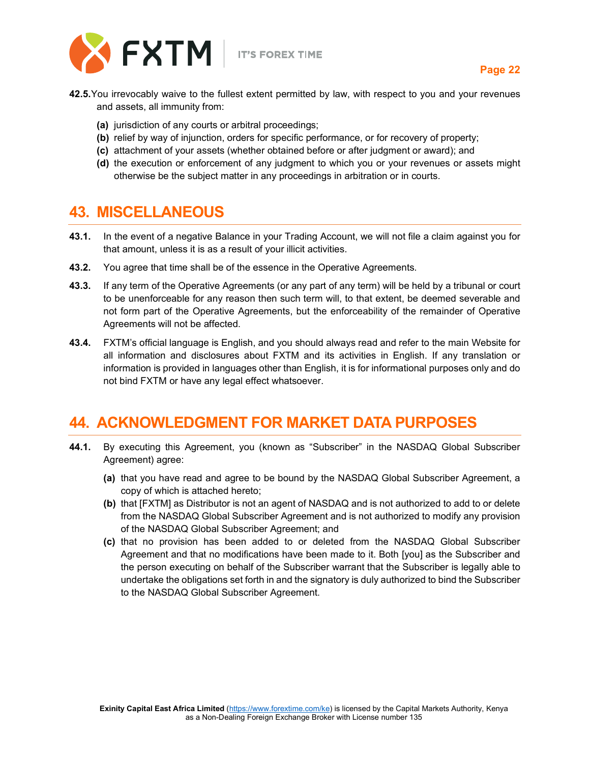**42.5.** You irrevocably waive to the fullest extent permitted by law, with respect to you and your revenues and assets, all immunity from:

- **(a)** jurisdiction of any courts or arbitral proceedings;
- **(b)** relief by way of injunction, orders for specific performance, or for recovery of property;
- **(c)** attachment of your assets (whether obtained before or after judgment or award); and
- **(d)** the execution or enforcement of any judgment to which you or your revenues or assets might otherwise be the subject matter in any proceedings in arbitration or in courts.

## 43. MISCELLANEOUS

**43.1.** In the event of a negative Balance in your Trading Account, we will not file a claim against you for that amount, unless it is as a result of your illicit activities.

**43.2.** You agree that time shall be of the essence in the Operative Agreements.

**43.3.** If any term of the Operative Agreements (or any part of any term) will be held by a tribunal or court to be unenforceable for any reason then such term will, to that extent, be deemed severable and not form part of the Operative Agreements, but the enforceability of the remainder of Operative Agreements will not be affected.

**43.4.** FXTM's official language is English, and you should always read and refer to the main Website for all information and disclosures about FXTM and its activities in English. If any translation or information is provided in languages other than English, it is for informational purposes only and do not bind FXTM or have any legal effect whatsoever.

## 44. ACKNOWLEDGMENT FOR MARKET DATA PURPOSES

**44.1.** By executing this Agreement, you (known as "Subscriber" in the NASDAQ Global Subscriber Agreement) agree:

- **(a)** that you have read and agree to be bound by the NASDAQ Global Subscriber Agreement, a copy of which is attached hereto;
- **(b)** that [FXTM] as Distributor is not an agent of NASDAQ and is not authorized to add to or delete from the NASDAQ Global Subscriber Agreement and is not authorized to modify any provision of the NASDAQ Global Subscriber Agreement; and
- **(c)** that no provision has been added to or deleted from the NASDAQ Global Subscriber Agreement and that no modifications have been made to it. Both [you] as the Subscriber and the person executing on behalf of the Subscriber warrant that the Subscriber is legally able to undertake the obligations set forth in and the signatory is duly authorized to bind the Subscriber to the NASDAQ Global Subscriber Agreement.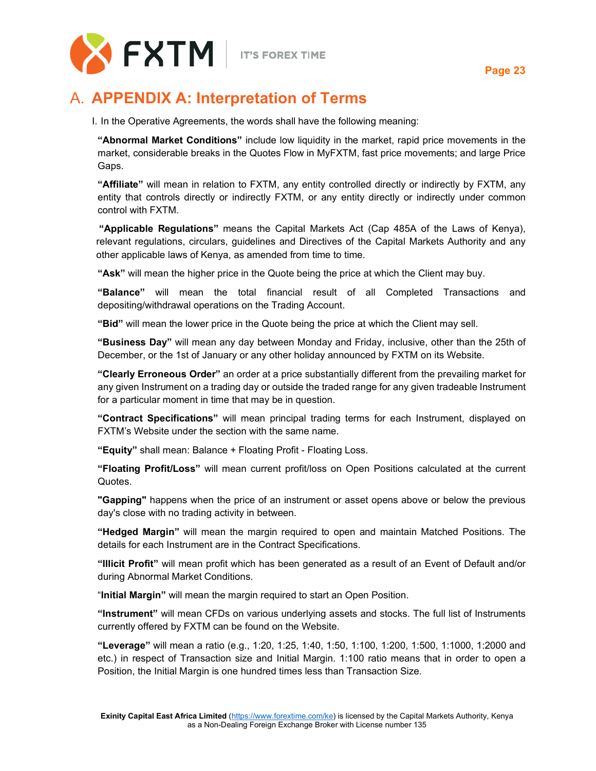# A. APPENDIX A: Interpretation of Terms

I. In the Operative Agreements, the words shall have the following meaning:

**"Abnormal Market Conditions"** include low liquidity in the market, rapid price movements in the market, considerable breaks in the Quotes Flow in MyFXTM, fast price movements; and large Price Gaps.

**"Affiliate"** will mean in relation to FXTM, any entity controlled directly or indirectly by FXTM, any entity that controls directly or indirectly FXTM, or any entity directly or indirectly under common control with FXTM.

**"Applicable Regulations"** means the Capital Markets Act (Cap 485A of the Laws of Kenya), relevant regulations, circulars, guidelines and Directives of the Capital Markets Authority and any other applicable laws of Kenya, as amended from time to time.

**"Ask"** will mean the higher price in the Quote being the price at which the Client may buy.

**"Balance"** will mean the total financial result of all Completed Transactions and depositing/withdrawal operations on the Trading Account.

**"Bid"** will mean the lower price in the Quote being the price at which the Client may sell.

**"Business Day"** will mean any day between Monday and Friday, inclusive, other than the 25th of December, or the 1st of January or any other holiday announced by FXTM on its Website.

**"Clearly Erroneous Order"** an order at a price substantially different from the prevailing market for any given Instrument on a trading day or outside the traded range for any given tradeable Instrument for a particular moment in time that may be in question.

**"Contract Specifications"** will mean principal trading terms for each Instrument, displayed on FXTM's Website under the section with the same name.

**"Equity"** shall mean: Balance + Floating Profit - Floating Loss.

**"Floating Profit/Loss"** will mean current profit/loss on Open Positions calculated at the current Quotes.

**"Gapping"** happens when the price of an instrument or asset opens above or below the previous day's close with no trading activity in between.

**"Hedged Margin"** will mean the margin required to open and maintain Matched Positions. The details for each Instrument are in the Contract Specifications.

**"Illicit Profit"** will mean profit which has been generated as a result of an Event of Default and/or during Abnormal Market Conditions.

**"Initial Margin"** will mean the margin required to start an Open Position.

**"Instrument"** will mean CFDs on various underlying assets and stocks. The full list of Instruments currently offered by FXTM can be found on the Website.

**"Leverage"** will mean a ratio (e.g., 1:20, 1:25, 1:40, 1:50, 1:100, 1:200, 1:500, 1:1000, 1:2000 and etc.) in respect of Transaction size and Initial Margin. 1:100 ratio means that in order to open a Position, the Initial Margin is one hundred times less than Transaction Size.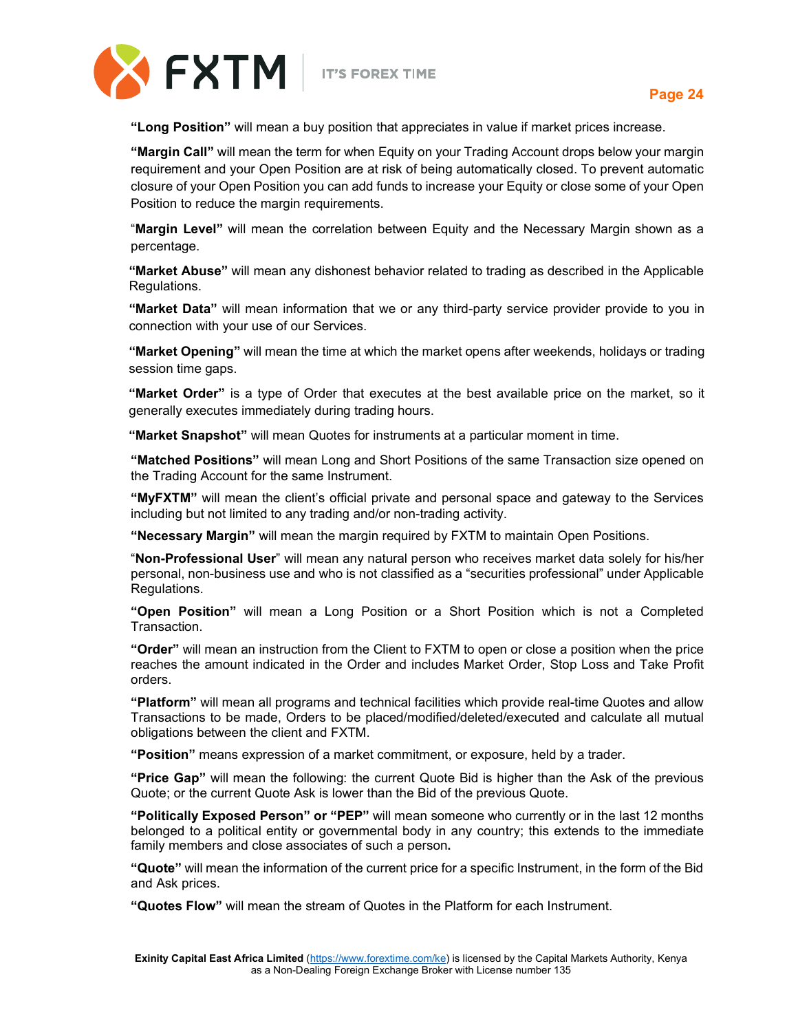**"Long Position"** will mean a buy position that appreciates in value if market prices increase.

**"Margin Call"** will mean the term for when Equity on your Trading Account drops below your margin requirement and your Open Position are at risk of being automatically closed. To prevent automatic closure of your Open Position you can add funds to increase your Equity or close some of your Open Position to reduce the margin requirements.

"**Margin Level"** will mean the correlation between Equity and the Necessary Margin shown as a percentage.

**"Market Abuse"** will mean any dishonest behavior related to trading as described in the Applicable Regulations.

**"Market Data"** will mean information that we or any third-party service provider provide to you in connection with your use of our Services.

**"Market Opening"** will mean the time at which the market opens after weekends, holidays or trading session time gaps.

**"Market Order"** is a type of Order that executes at the best available price on the market, so it generally executes immediately during trading hours.

**"Market Snapshot"** will mean Quotes for instruments at a particular moment in time.

**"Matched Positions"** will mean Long and Short Positions of the same Transaction size opened on the Trading Account for the same Instrument.

**"MyFXTM"** will mean the client's official private and personal space and gateway to the Services including but not limited to any trading and/or non-trading activity.

**"Necessary Margin"** will mean the margin required by FXTM to maintain Open Positions.

"**Non-Professional User**" will mean any natural person who receives market data solely for his/her personal, non-business use and who is not classified as a "securities professional" under Applicable Regulations.

**"Open Position"** will mean a Long Position or a Short Position which is not a Completed Transaction.

**"Order"** will mean an instruction from the Client to FXTM to open or close a position when the price reaches the amount indicated in the Order and includes Market Order, Stop Loss and Take Profit orders.

**"Platform"** will mean all programs and technical facilities which provide real-time Quotes and allow Transactions to be made, Orders to be placed/modified/deleted/executed and calculate all mutual obligations between the client and FXTM.

**"Position"** means expression of a market commitment, or exposure, held by a trader.

**"Price Gap"** will mean the following: the current Quote Bid is higher than the Ask of the previous Quote; or the current Quote Ask is lower than the Bid of the previous Quote.

**"Politically Exposed Person" or "PEP"** will mean someone who currently or in the last 12 months belonged to a political entity or governmental body in any country; this extends to the immediate family members and close associates of such a person**.**

**"Quote"** will mean the information of the current price for a specific Instrument, in the form of the Bid and Ask prices.

**"Quotes Flow"** will mean the stream of Quotes in the Platform for each Instrument.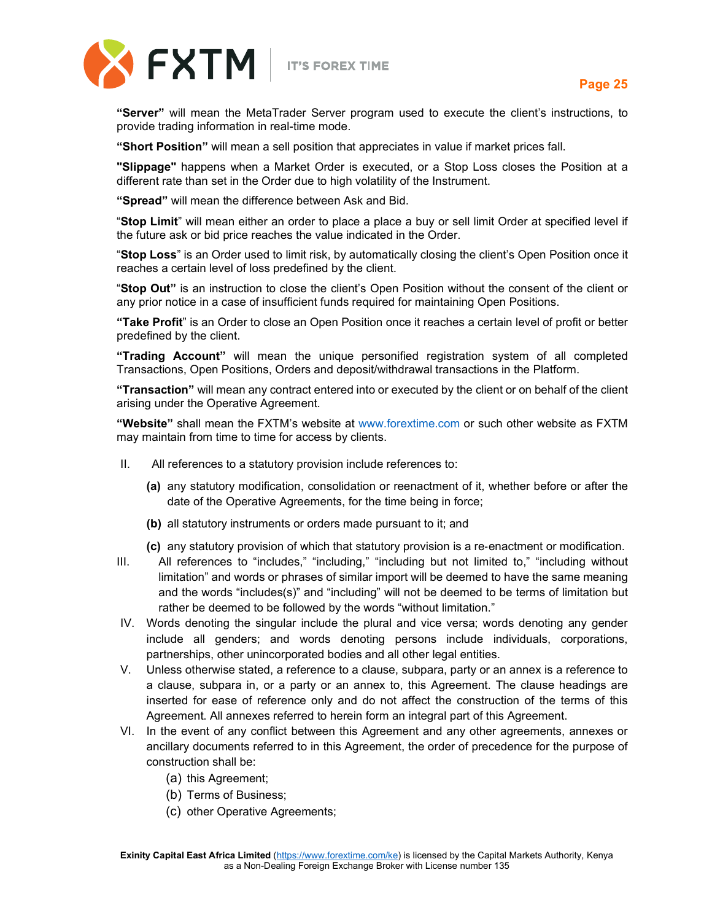**"Server"** will mean the MetaTrader Server program used to execute the client's instructions, to provide trading information in real-time mode.

**"Short Position"** will mean a sell position that appreciates in value if market prices fall.

**"Slippage"** happens when a Market Order is executed, or a Stop Loss closes the Position at a different rate than set in the Order due to high volatility of the Instrument.

**"Spread"** will mean the difference between Ask and Bid.

"**Stop Limit**" will mean either an order to place a place a buy or sell limit Order at specified level if the future ask or bid price reaches the value indicated in the Order.

"**Stop Loss**" is an Order used to limit risk, by automatically closing the client's Open Position once it reaches a certain level of loss predefined by the client.

"**Stop Out"** is an instruction to close the client's Open Position without the consent of the client or any prior notice in a case of insufficient funds required for maintaining Open Positions.

**"Take Profit**" is an Order to close an Open Position once it reaches a certain level of profit or better predefined by the client.

**"Trading Account"** will mean the unique personified registration system of all completed Transactions, Open Positions, Orders and deposit/withdrawal transactions in the Platform.

**"Transaction"** will mean any contract entered into or executed by the client or on behalf of the client arising under the Operative Agreement.

**"Website"** shall mean the FXTM's website at www.forextime.com or such other website as FXTM may maintain from time to time for access by clients.

II. All references to a statutory provision include references to:

  **(a)** any statutory modification, consolidation or reenactment of it, whether before or after the date of the Operative Agreements, for the time being in force;

  **(b)** all statutory instruments or orders made pursuant to it; and

  **(c)** any statutory provision of which that statutory provision is a re-enactment or modification.

III. All references to "includes," "including," "including but not limited to," "including without limitation" and words or phrases of similar import will be deemed to have the same meaning and the words "includes(s)" and "including" will not be deemed to be terms of limitation but rather be deemed to be followed by the words "without limitation."

IV. Words denoting the singular include the plural and vice versa; words denoting any gender include all genders; and words denoting persons include individuals, corporations, partnerships, other unincorporated bodies and all other legal entities.

V. Unless otherwise stated, a reference to a clause, subpara, party or an annex is a reference to a clause, subpara in, or a party or an annex to, this Agreement. The clause headings are inserted for ease of reference only and do not affect the construction of the terms of this Agreement. All annexes referred to herein form an integral part of this Agreement.

VI. In the event of any conflict between this Agreement and any other agreements, annexes or ancillary documents referred to in this Agreement, the order of precedence for the purpose of construction shall be:

  (a) this Agreement;

  (b) Terms of Business;

  (c) other Operative Agreements;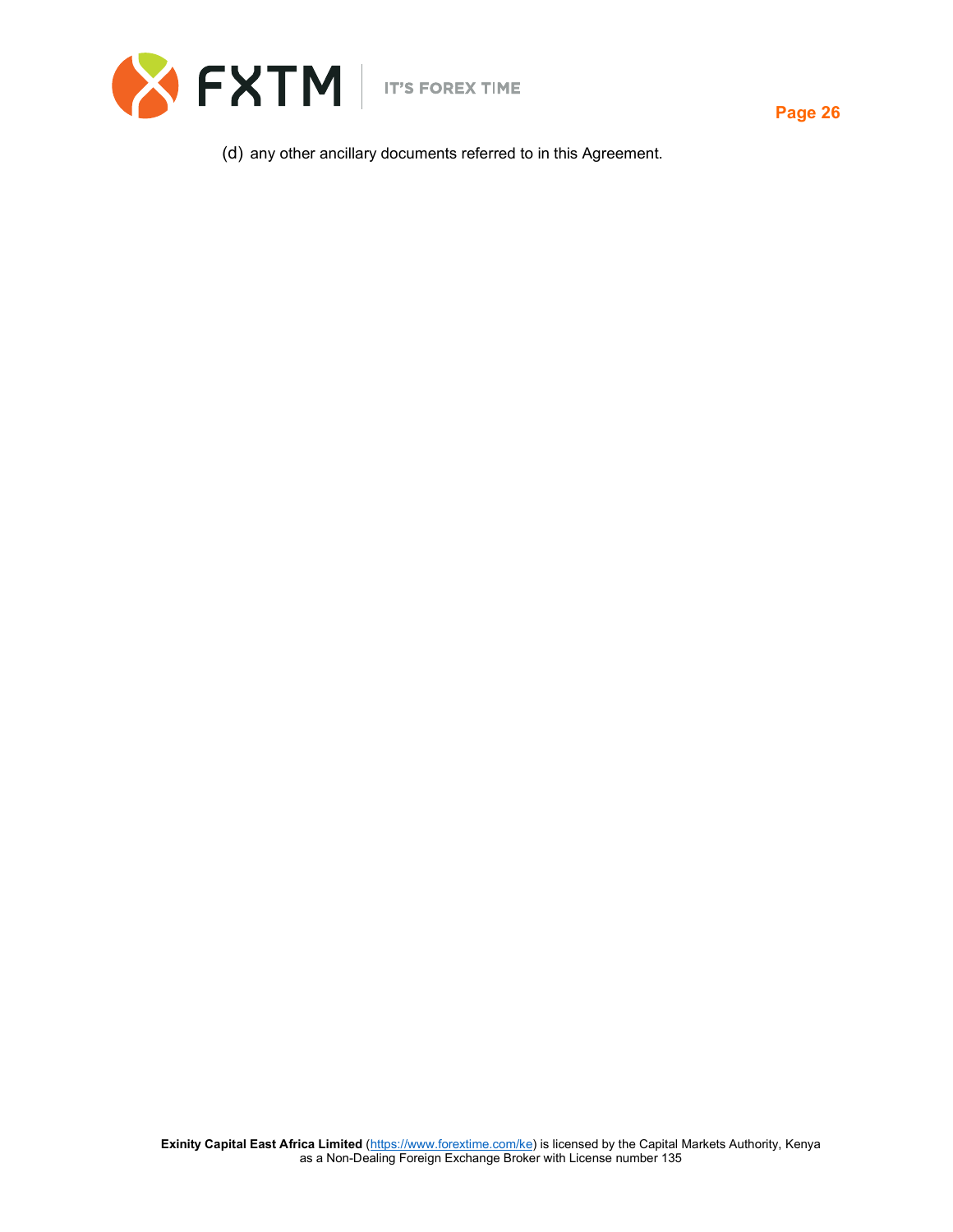(d) any other ancillary documents referred to in this Agreement.